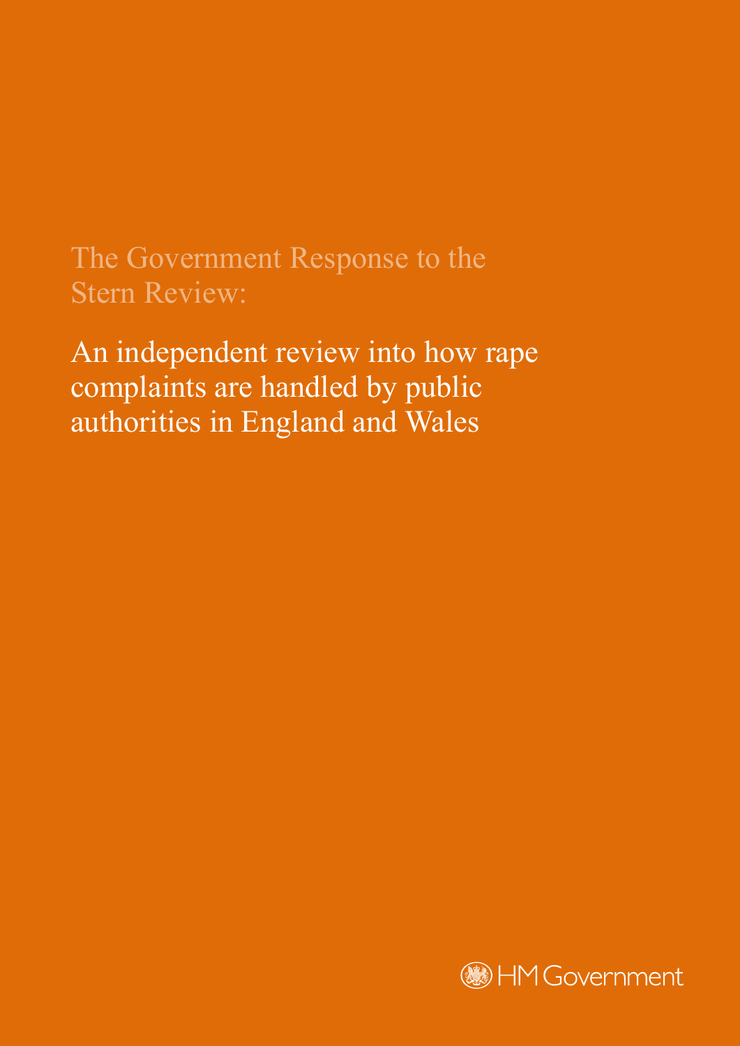# The Government Response to the Stern Review:

## An independent review into how rape complaints are handled by public authorities in England and Wales

HM Government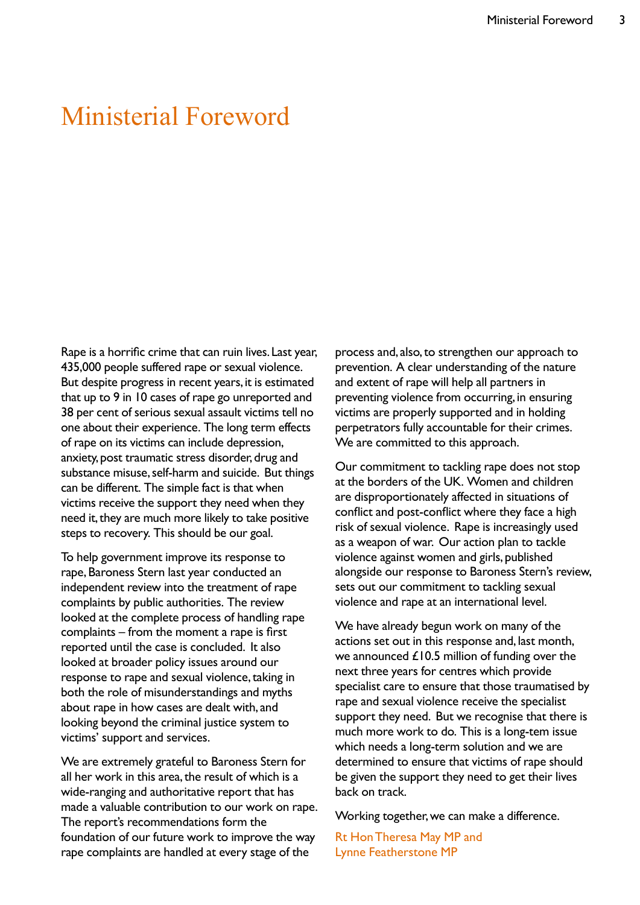# Ministerial Foreword

Rape is a horrific crime that can ruin lives. Last year, 435,000 people suffered rape or sexual violence. But despite progress in recent years, it is estimated that up to 9 in 10 cases of rape go unreported and 38 per cent of serious sexual assault victims tell no one about their experience. The long term effects of rape on its victims can include depression, anxiety, post traumatic stress disorder, drug and substance misuse, self-harm and suicide. But things can be different. The simple fact is that when victims receive the support they need when they need it, they are much more likely to take positive steps to recovery. This should be our goal.

To help government improve its response to rape, Baroness Stern last year conducted an independent review into the treatment of rape complaints by public authorities. The review looked at the complete process of handling rape complaints – from the moment a rape is first reported until the case is concluded. It also looked at broader policy issues around our response to rape and sexual violence, taking in both the role of misunderstandings and myths about rape in how cases are dealt with, and looking beyond the criminal justice system to victims' support and services.

We are extremely grateful to Baroness Stern for all her work in this area, the result of which is a wide-ranging and authoritative report that has made a valuable contribution to our work on rape. The report's recommendations form the foundation of our future work to improve the way rape complaints are handled at every stage of the process and, also, to strengthen our approach to prevention. A clear understanding of the nature and extent of rape will help all partners in preventing violence from occurring, in ensuring victims are properly supported and in holding perpetrators fully accountable for their crimes. We are committed to this approach.

Our commitment to tackling rape does not stop at the borders of the UK. Women and children are disproportionately affected in situations of conflict and post-conflict where they face a high risk of sexual violence. Rape is increasingly used as a weapon of war. Our action plan to tackle violence against women and girls, published alongside our response to Baroness Stern's review, sets out our commitment to tackling sexual violence and rape at an international level.

We have already begun work on many of the actions set out in this response and, last month, we announced £10.5 million of funding over the next three years for centres which provide specialist care to ensure that those traumatised by rape and sexual violence receive the specialist support they need. But we recognise that there is much more work to do. This is a long-tem issue which needs a long-term solution and we are determined to ensure that victims of rape should be given the support they need to get their lives back on track.

Working together, we can make a difference.

Rt Hon Theresa May MP and
Lynne Featherstone MP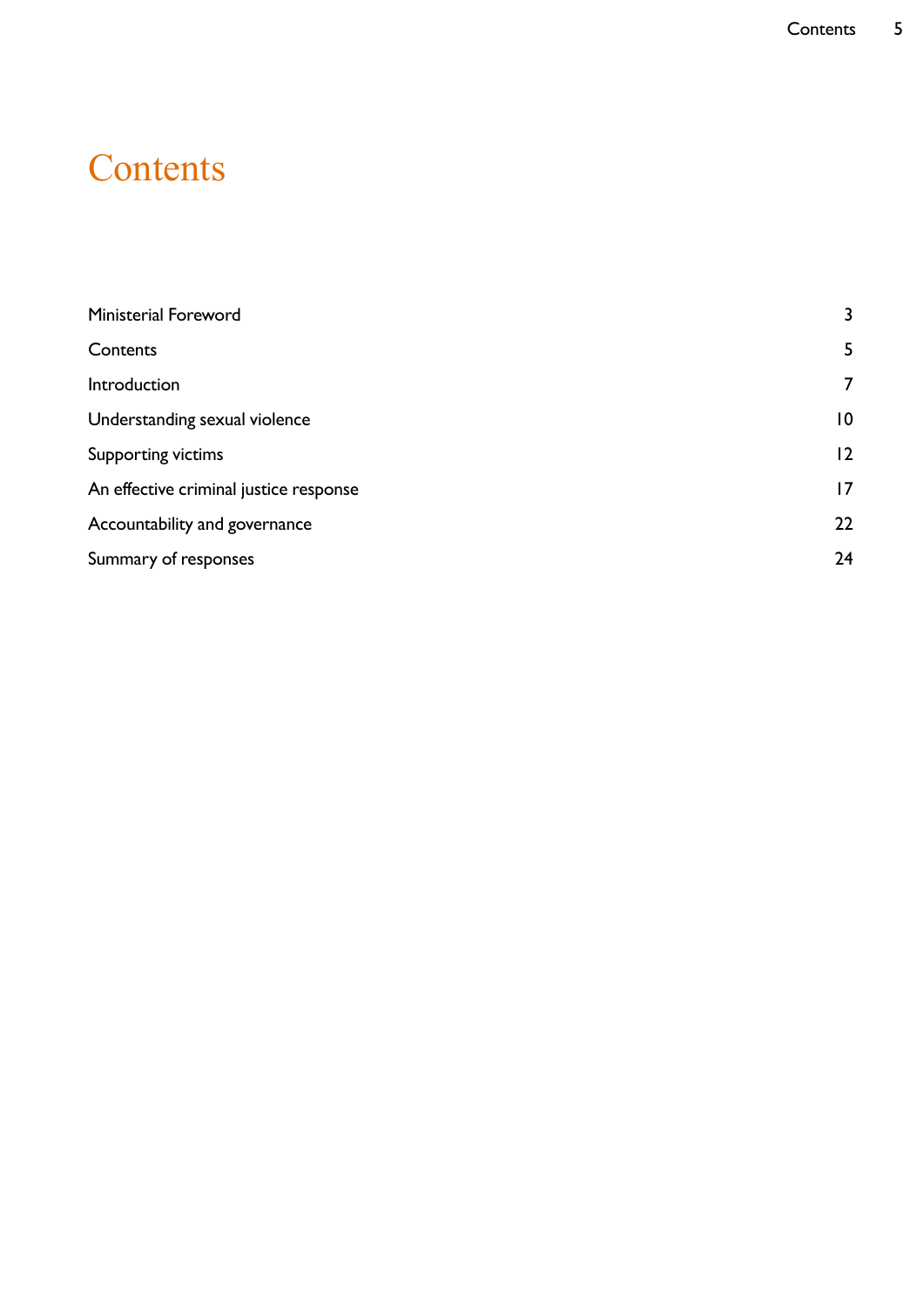# Contents

| | |
|---|---|
| Ministerial Foreword | 3 |
| Contents | 5 |
| Introduction | 7 |
| Understanding sexual violence | 10 |
| Supporting victims | 12 |
| An effective criminal justice response | 17 |
| Accountability and governance | 22 |
| Summary of responses | 24 |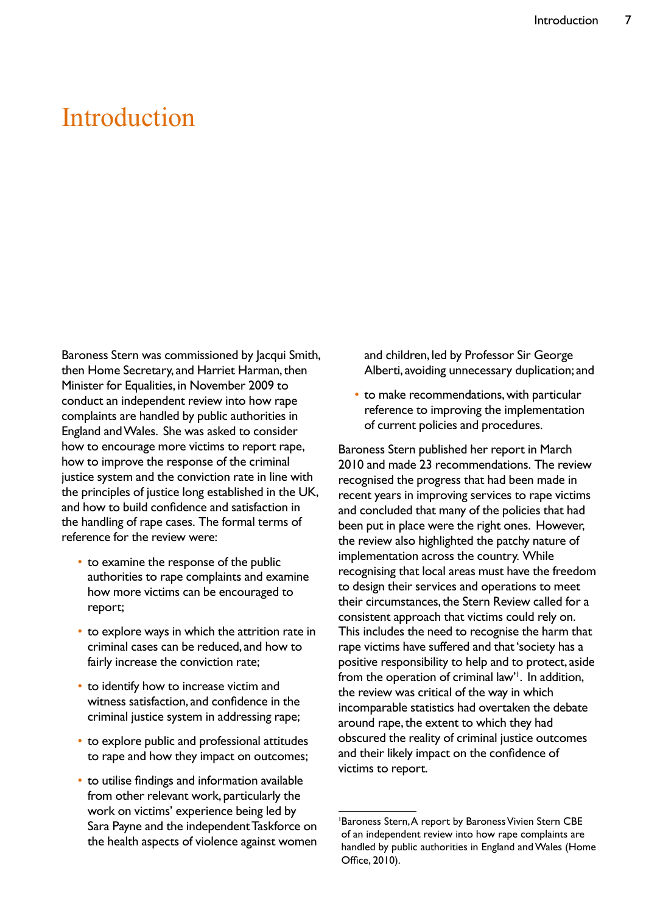# Introduction

Baroness Stern was commissioned by Jacqui Smith, then Home Secretary, and Harriet Harman, then Minister for Equalities, in November 2009 to conduct an independent review into how rape complaints are handled by public authorities in England and Wales. She was asked to consider how to encourage more victims to report rape, how to improve the response of the criminal justice system and the conviction rate in line with the principles of justice long established in the UK, and how to build confidence and satisfaction in the handling of rape cases. The formal terms of reference for the review were:

- to examine the response of the public authorities to rape complaints and examine how more victims can be encouraged to report;
- to explore ways in which the attrition rate in criminal cases can be reduced, and how to fairly increase the conviction rate;
- to identify how to increase victim and witness satisfaction, and confidence in the criminal justice system in addressing rape;
- to explore public and professional attitudes to rape and how they impact on outcomes;
- to utilise findings and information available from other relevant work, particularly the work on victims' experience being led by Sara Payne and the independent Taskforce on the health aspects of violence against women and children, led by Professor Sir George Alberti, avoiding unnecessary duplication; and
- to make recommendations, with particular reference to improving the implementation of current policies and procedures.

Baroness Stern published her report in March 2010 and made 23 recommendations. The review recognised the progress that had been made in recent years in improving services to rape victims and concluded that many of the policies that had been put in place were the right ones. However, the review also highlighted the patchy nature of implementation across the country. While recognising that local areas must have the freedom to design their services and operations to meet their circumstances, the Stern Review called for a consistent approach that victims could rely on. This includes the need to recognise the harm that rape victims have suffered and that 'society has a positive responsibility to help and to protect, aside from the operation of criminal law'[1]. In addition, the review was critical of the way in which incomparable statistics had overtaken the debate around rape, the extent to which they had obscured the reality of criminal justice outcomes and their likely impact on the confidence of victims to report.

[1] Baroness Stern, A report by Baroness Vivien Stern CBE of an independent review into how rape complaints are handled by public authorities in England and Wales (Home Office, 2010).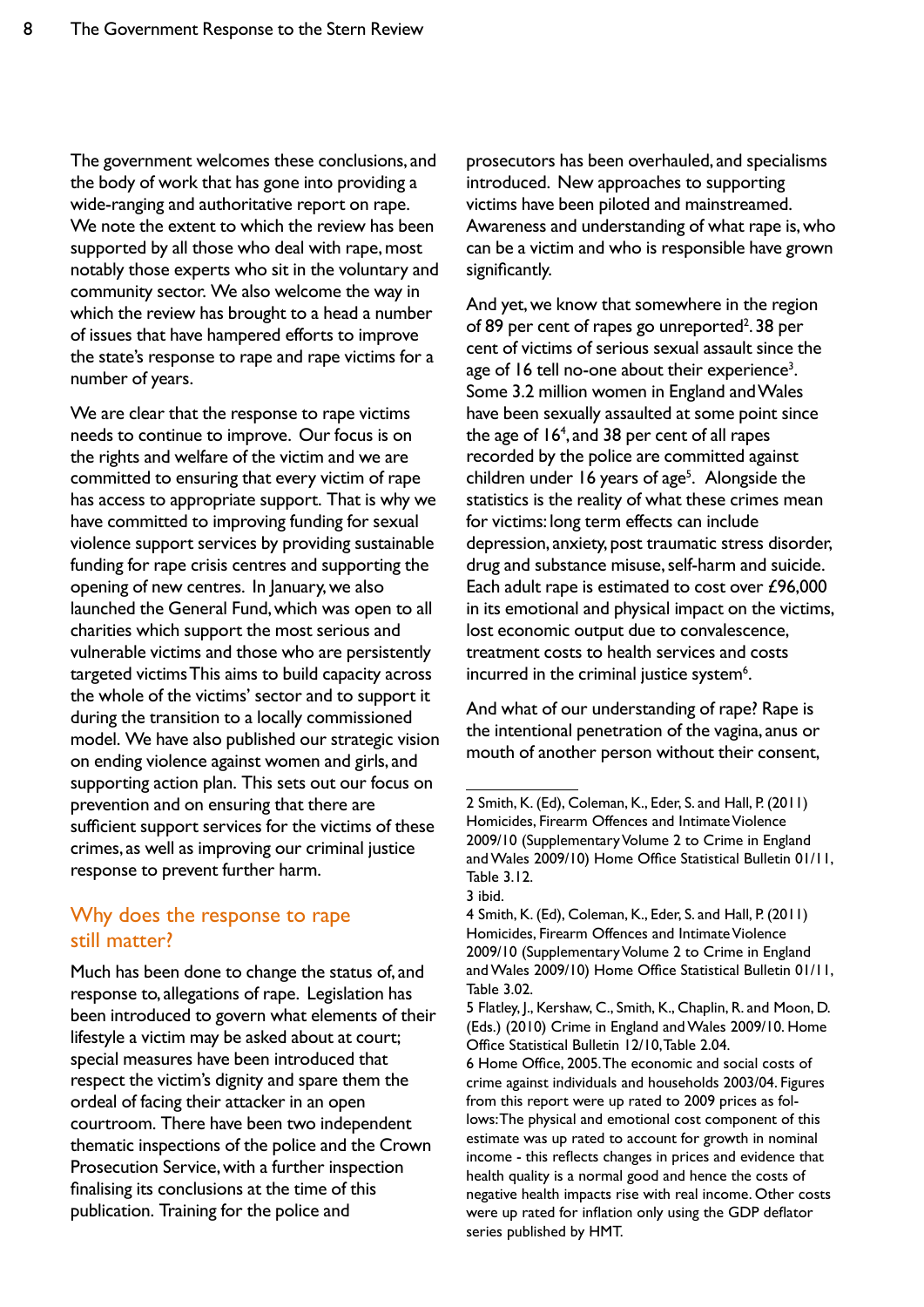The government welcomes these conclusions, and the body of work that has gone into providing a wide-ranging and authoritative report on rape. We note the extent to which the review has been supported by all those who deal with rape, most notably those experts who sit in the voluntary and community sector. We also welcome the way in which the review has brought to a head a number of issues that have hampered efforts to improve the state's response to rape and rape victims for a number of years.

We are clear that the response to rape victims needs to continue to improve. Our focus is on the rights and welfare of the victim and we are committed to ensuring that every victim of rape has access to appropriate support. That is why we have committed to improving funding for sexual violence support services by providing sustainable funding for rape crisis centres and supporting the opening of new centres. In January, we also launched the General Fund, which was open to all charities which support the most serious and vulnerable victims and those who are persistently targeted victims This aims to build capacity across the whole of the victims' sector and to support it during the transition to a locally commissioned model. We have also published our strategic vision on ending violence against women and girls, and supporting action plan. This sets out our focus on prevention and on ensuring that there are sufficient support services for the victims of these crimes, as well as improving our criminal justice response to prevent further harm.

## Why does the response to rape still matter?

Much has been done to change the status of, and response to, allegations of rape. Legislation has been introduced to govern what elements of their lifestyle a victim may be asked about at court; special measures have been introduced that respect the victim's dignity and spare them the ordeal of facing their attacker in an open courtroom. There have been two independent thematic inspections of the police and the Crown Prosecution Service, with a further inspection finalising its conclusions at the time of this publication. Training for the police and prosecutors has been overhauled, and specialisms introduced. New approaches to supporting victims have been piloted and mainstreamed. Awareness and understanding of what rape is, who can be a victim and who is responsible have grown significantly.

And yet, we know that somewhere in the region of 89 per cent of rapes go unreported[2]. 38 per cent of victims of serious sexual assault since the age of 16 tell no-one about their experience[3]. Some 3.2 million women in England and Wales have been sexually assaulted at some point since the age of 16[4], and 38 per cent of all rapes recorded by the police are committed against children under 16 years of age[5]. Alongside the statistics is the reality of what these crimes mean for victims: long term effects can include depression, anxiety, post traumatic stress disorder, drug and substance misuse, self-harm and suicide. Each adult rape is estimated to cost over £96,000 in its emotional and physical impact on the victims, lost economic output due to convalescence, treatment costs to health services and costs incurred in the criminal justice system[6].

And what of our understanding of rape? Rape is the intentional penetration of the vagina, anus or mouth of another person without their consent,

---

2 Smith, K. (Ed), Coleman, K., Eder, S. and Hall, P. (2011) Homicides, Firearm Offences and Intimate Violence 2009/10 (Supplementary Volume 2 to Crime in England and Wales 2009/10) Home Office Statistical Bulletin 01/11, Table 3.12.

3 ibid.

4 Smith, K. (Ed), Coleman, K., Eder, S. and Hall, P. (2011) Homicides, Firearm Offences and Intimate Violence 2009/10 (Supplementary Volume 2 to Crime in England and Wales 2009/10) Home Office Statistical Bulletin 01/11, Table 3.02.

5 Flatley, J., Kershaw, C., Smith, K., Chaplin, R. and Moon, D. (Eds.) (2010) Crime in England and Wales 2009/10. Home Office Statistical Bulletin 12/10, Table 2.04.

6 Home Office, 2005. The economic and social costs of crime against individuals and households 2003/04. Figures from this report were up rated to 2009 prices as follows: The physical and emotional cost component of this estimate was up rated to account for growth in nominal income - this reflects changes in prices and evidence that health quality is a normal good and hence the costs of negative health impacts rise with real income. Other costs were up rated for inflation only using the GDP deflator series published by HMT.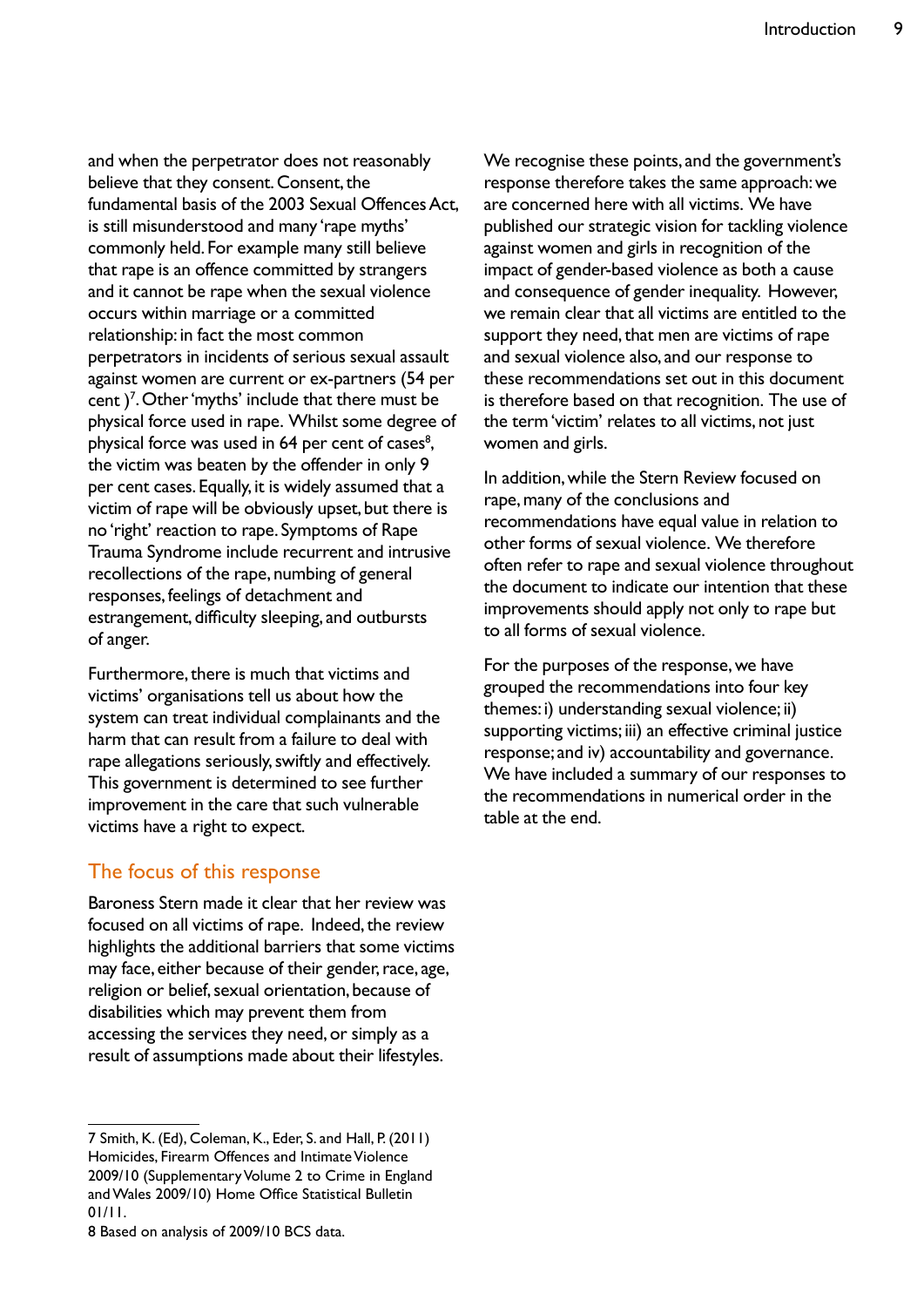and when the perpetrator does not reasonably believe that they consent. Consent, the fundamental basis of the 2003 Sexual Offences Act, is still misunderstood and many 'rape myths' commonly held. For example many still believe that rape is an offence committed by strangers and it cannot be rape when the sexual violence occurs within marriage or a committed relationship: in fact the most common perpetrators in incidents of serious sexual assault against women are current or ex-partners (54 per cent )[7]. Other 'myths' include that there must be physical force used in rape. Whilst some degree of physical force was used in 64 per cent of cases[8], the victim was beaten by the offender in only 9 per cent cases. Equally, it is widely assumed that a victim of rape will be obviously upset, but there is no 'right' reaction to rape. Symptoms of Rape Trauma Syndrome include recurrent and intrusive recollections of the rape, numbing of general responses, feelings of detachment and estrangement, difficulty sleeping, and outbursts of anger.

Furthermore, there is much that victims and victims' organisations tell us about how the system can treat individual complainants and the harm that can result from a failure to deal with rape allegations seriously, swiftly and effectively. This government is determined to see further improvement in the care that such vulnerable victims have a right to expect.

## The focus of this response

Baroness Stern made it clear that her review was focused on all victims of rape. Indeed, the review highlights the additional barriers that some victims may face, either because of their gender, race, age, religion or belief, sexual orientation, because of disabilities which may prevent them from accessing the services they need, or simply as a result of assumptions made about their lifestyles.

We recognise these points, and the government's response therefore takes the same approach: we are concerned here with all victims. We have published our strategic vision for tackling violence against women and girls in recognition of the impact of gender-based violence as both a cause and consequence of gender inequality. However, we remain clear that all victims are entitled to the support they need, that men are victims of rape and sexual violence also, and our response to these recommendations set out in this document is therefore based on that recognition. The use of the term 'victim' relates to all victims, not just women and girls.

In addition, while the Stern Review focused on rape, many of the conclusions and recommendations have equal value in relation to other forms of sexual violence. We therefore often refer to rape and sexual violence throughout the document to indicate our intention that these improvements should apply not only to rape but to all forms of sexual violence.

For the purposes of the response, we have grouped the recommendations into four key themes: i) understanding sexual violence; ii) supporting victims; iii) an effective criminal justice response; and iv) accountability and governance. We have included a summary of our responses to the recommendations in numerical order in the table at the end.

---

7 Smith, K. (Ed), Coleman, K., Eder, S. and Hall, P. (2011) Homicides, Firearm Offences and Intimate Violence 2009/10 (Supplementary Volume 2 to Crime in England and Wales 2009/10) Home Office Statistical Bulletin 01/11.

8 Based on analysis of 2009/10 BCS data.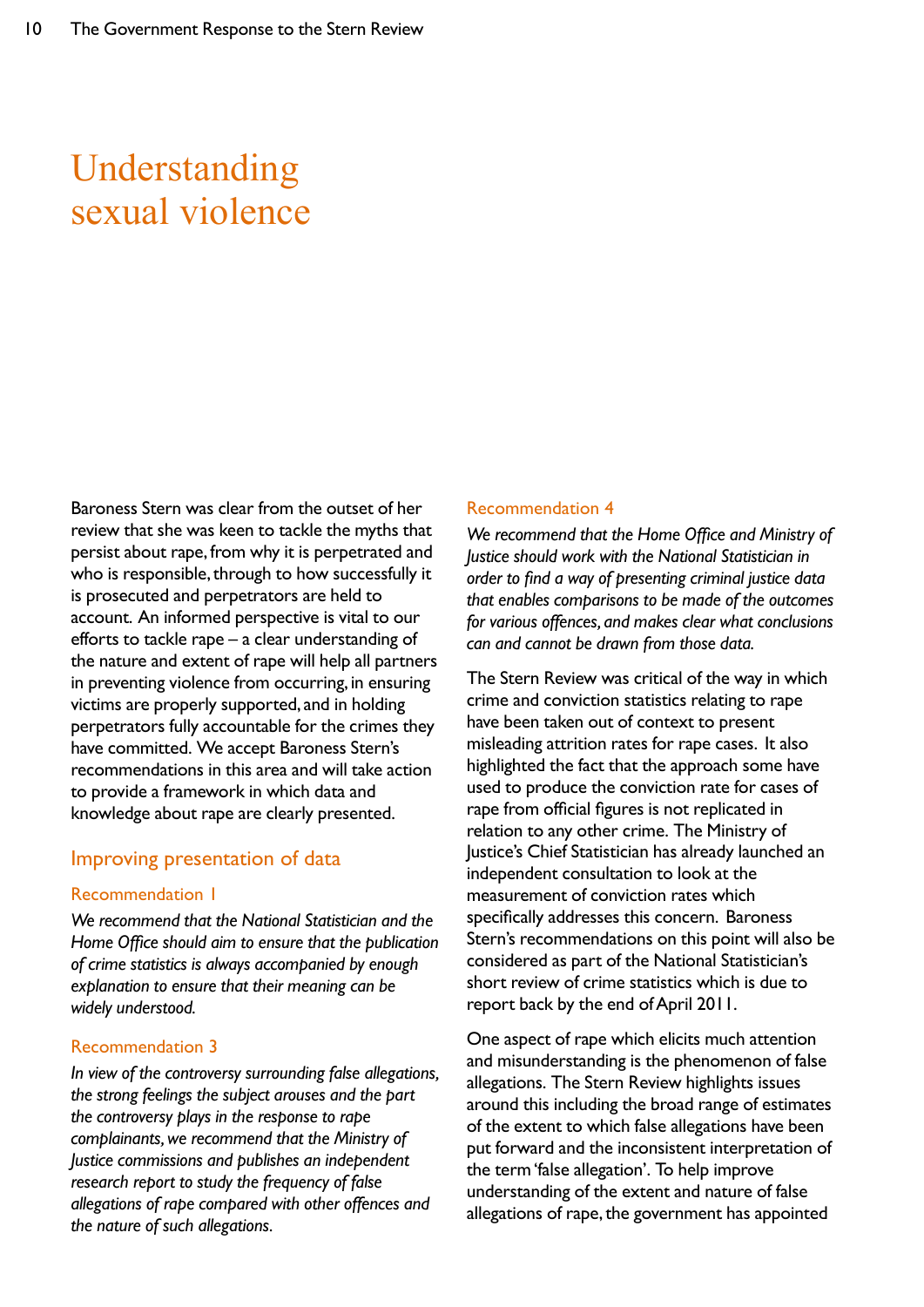# Understanding sexual violence

Baroness Stern was clear from the outset of her review that she was keen to tackle the myths that persist about rape, from why it is perpetrated and who is responsible, through to how successfully it is prosecuted and perpetrators are held to account. An informed perspective is vital to our efforts to tackle rape – a clear understanding of the nature and extent of rape will help all partners in preventing violence from occurring, in ensuring victims are properly supported, and in holding perpetrators fully accountable for the crimes they have committed. We accept Baroness Stern's recommendations in this area and will take action to provide a framework in which data and knowledge about rape are clearly presented.

## Improving presentation of data

### Recommendation 1

*We recommend that the National Statistician and the Home Office should aim to ensure that the publication of crime statistics is always accompanied by enough explanation to ensure that their meaning can be widely understood.*

### Recommendation 3

*In view of the controversy surrounding false allegations, the strong feelings the subject arouses and the part the controversy plays in the response to rape complainants, we recommend that the Ministry of Justice commissions and publishes an independent research report to study the frequency of false allegations of rape compared with other offences and the nature of such allegations.*

### Recommendation 4

*We recommend that the Home Office and Ministry of Justice should work with the National Statistician in order to find a way of presenting criminal justice data that enables comparisons to be made of the outcomes for various offences, and makes clear what conclusions can and cannot be drawn from those data.*

The Stern Review was critical of the way in which crime and conviction statistics relating to rape have been taken out of context to present misleading attrition rates for rape cases. It also highlighted the fact that the approach some have used to produce the conviction rate for cases of rape from official figures is not replicated in relation to any other crime. The Ministry of Justice's Chief Statistician has already launched an independent consultation to look at the measurement of conviction rates which specifically addresses this concern. Baroness Stern's recommendations on this point will also be considered as part of the National Statistician's short review of crime statistics which is due to report back by the end of April 2011.

One aspect of rape which elicits much attention and misunderstanding is the phenomenon of false allegations. The Stern Review highlights issues around this including the broad range of estimates of the extent to which false allegations have been put forward and the inconsistent interpretation of the term 'false allegation'. To help improve understanding of the extent and nature of false allegations of rape, the government has appointed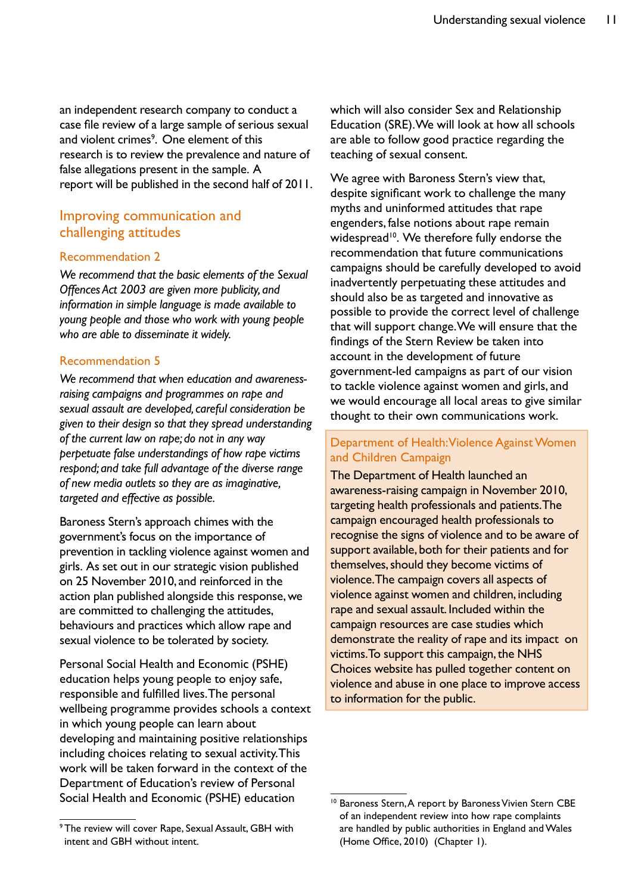an independent research company to conduct a case file review of a large sample of serious sexual and violent crimes[9]. One element of this research is to review the prevalence and nature of false allegations present in the sample. A report will be published in the second half of 2011.

## Improving communication and challenging attitudes

### Recommendation 2

*We recommend that the basic elements of the Sexual Offences Act 2003 are given more publicity, and information in simple language is made available to young people and those who work with young people who are able to disseminate it widely.*

### Recommendation 5

*We recommend that when education and awareness-raising campaigns and programmes on rape and sexual assault are developed, careful consideration be given to their design so that they spread understanding of the current law on rape; do not in any way perpetuate false understandings of how rape victims respond; and take full advantage of the diverse range of new media outlets so they are as imaginative, targeted and effective as possible.*

Baroness Stern's approach chimes with the government's focus on the importance of prevention in tackling violence against women and girls. As set out in our strategic vision published on 25 November 2010, and reinforced in the action plan published alongside this response, we are committed to challenging the attitudes, behaviours and practices which allow rape and sexual violence to be tolerated by society.

Personal Social Health and Economic (PSHE) education helps young people to enjoy safe, responsible and fulfilled lives. The personal wellbeing programme provides schools a context in which young people can learn about developing and maintaining positive relationships including choices relating to sexual activity. This work will be taken forward in the context of the Department of Education's review of Personal Social Health and Economic (PSHE) education which will also consider Sex and Relationship Education (SRE). We will look at how all schools are able to follow good practice regarding the teaching of sexual consent.

We agree with Baroness Stern's view that, despite significant work to challenge the many myths and uninformed attitudes that rape engenders, false notions about rape remain widespread[10]. We therefore fully endorse the recommendation that future communications campaigns should be carefully developed to avoid inadvertently perpetuating these attitudes and should also be as targeted and innovative as possible to provide the correct level of challenge that will support change. We will ensure that the findings of the Stern Review be taken into account in the development of future government-led campaigns as part of our vision to tackle violence against women and girls, and we would encourage all local areas to give similar thought to their own communications work.

> **Department of Health: Violence Against Women and Children Campaign**
>
> The Department of Health launched an awareness-raising campaign in November 2010, targeting health professionals and patients. The campaign encouraged health professionals to recognise the signs of violence and to be aware of support available, both for their patients and for themselves, should they become victims of violence. The campaign covers all aspects of violence against women and children, including rape and sexual assault. Included within the campaign resources are case studies which demonstrate the reality of rape and its impact on victims. To support this campaign, the NHS Choices website has pulled together content on violence and abuse in one place to improve access to information for the public.

---

[9] The review will cover Rape, Sexual Assault, GBH with intent and GBH without intent.

[10] Baroness Stern, A report by Baroness Vivien Stern CBE of an independent review into how rape complaints are handled by public authorities in England and Wales (Home Office, 2010) (Chapter 1).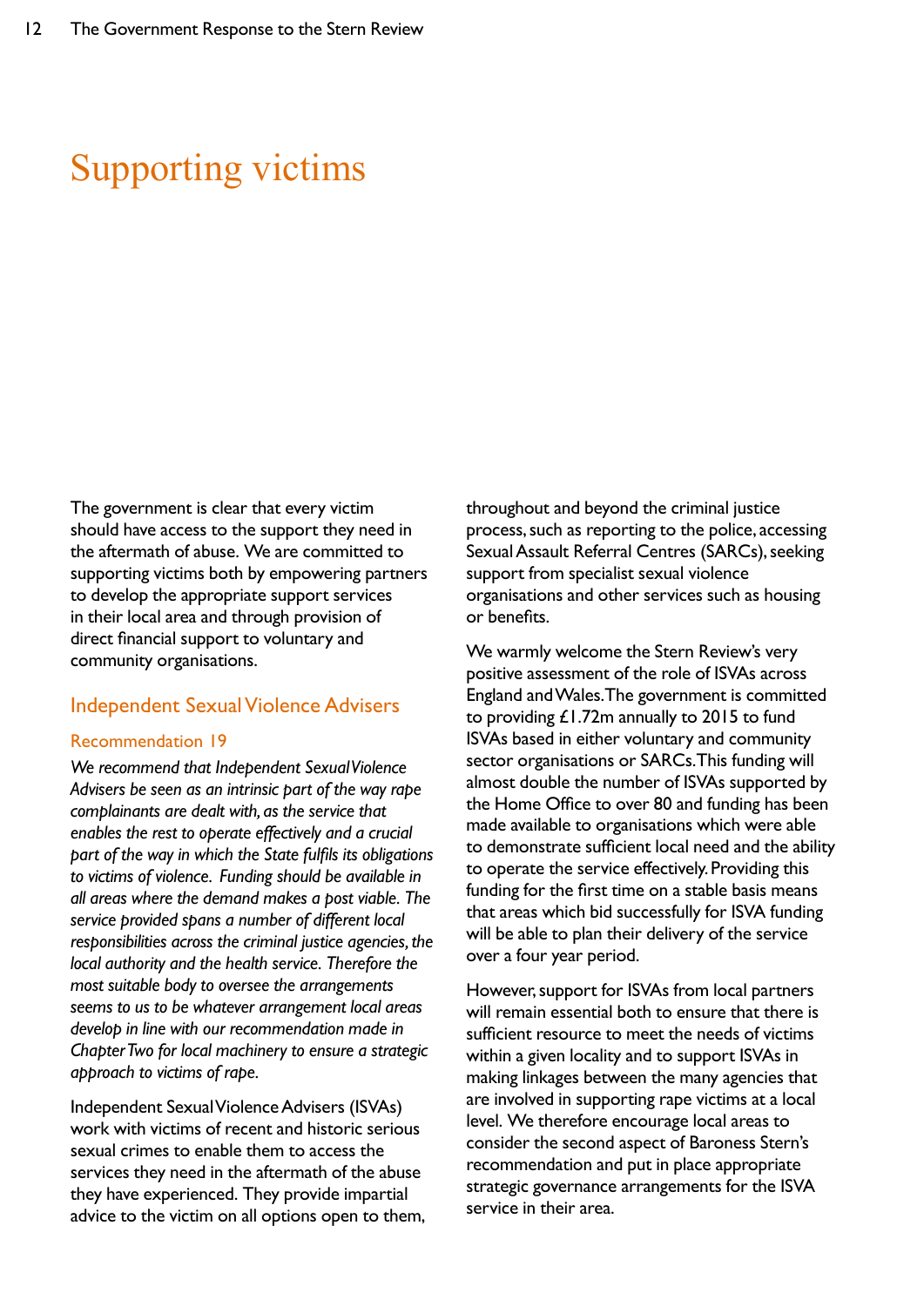# Supporting victims

The government is clear that every victim should have access to the support they need in the aftermath of abuse. We are committed to supporting victims both by empowering partners to develop the appropriate support services in their local area and through provision of direct financial support to voluntary and community organisations.

## Independent Sexual Violence Advisers

### Recommendation 19

*We recommend that Independent Sexual Violence Advisers be seen as an intrinsic part of the way rape complainants are dealt with, as the service that enables the rest to operate effectively and a crucial part of the way in which the State fulfils its obligations to victims of violence. Funding should be available in all areas where the demand makes a post viable. The service provided spans a number of different local responsibilities across the criminal justice agencies, the local authority and the health service. Therefore the most suitable body to oversee the arrangements seems to us to be whatever arrangement local areas develop in line with our recommendation made in Chapter Two for local machinery to ensure a strategic approach to victims of rape.*

Independent Sexual Violence Advisers (ISVAs) work with victims of recent and historic serious sexual crimes to enable them to access the services they need in the aftermath of the abuse they have experienced. They provide impartial advice to the victim on all options open to them, throughout and beyond the criminal justice process, such as reporting to the police, accessing Sexual Assault Referral Centres (SARCs), seeking support from specialist sexual violence organisations and other services such as housing or benefits.

We warmly welcome the Stern Review's very positive assessment of the role of ISVAs across England and Wales. The government is committed to providing £1.72m annually to 2015 to fund ISVAs based in either voluntary and community sector organisations or SARCs. This funding will almost double the number of ISVAs supported by the Home Office to over 80 and funding has been made available to organisations which were able to demonstrate sufficient local need and the ability to operate the service effectively. Providing this funding for the first time on a stable basis means that areas which bid successfully for ISVA funding will be able to plan their delivery of the service over a four year period.

However, support for ISVAs from local partners will remain essential both to ensure that there is sufficient resource to meet the needs of victims within a given locality and to support ISVAs in making linkages between the many agencies that are involved in supporting rape victims at a local level. We therefore encourage local areas to consider the second aspect of Baroness Stern's recommendation and put in place appropriate strategic governance arrangements for the ISVA service in their area.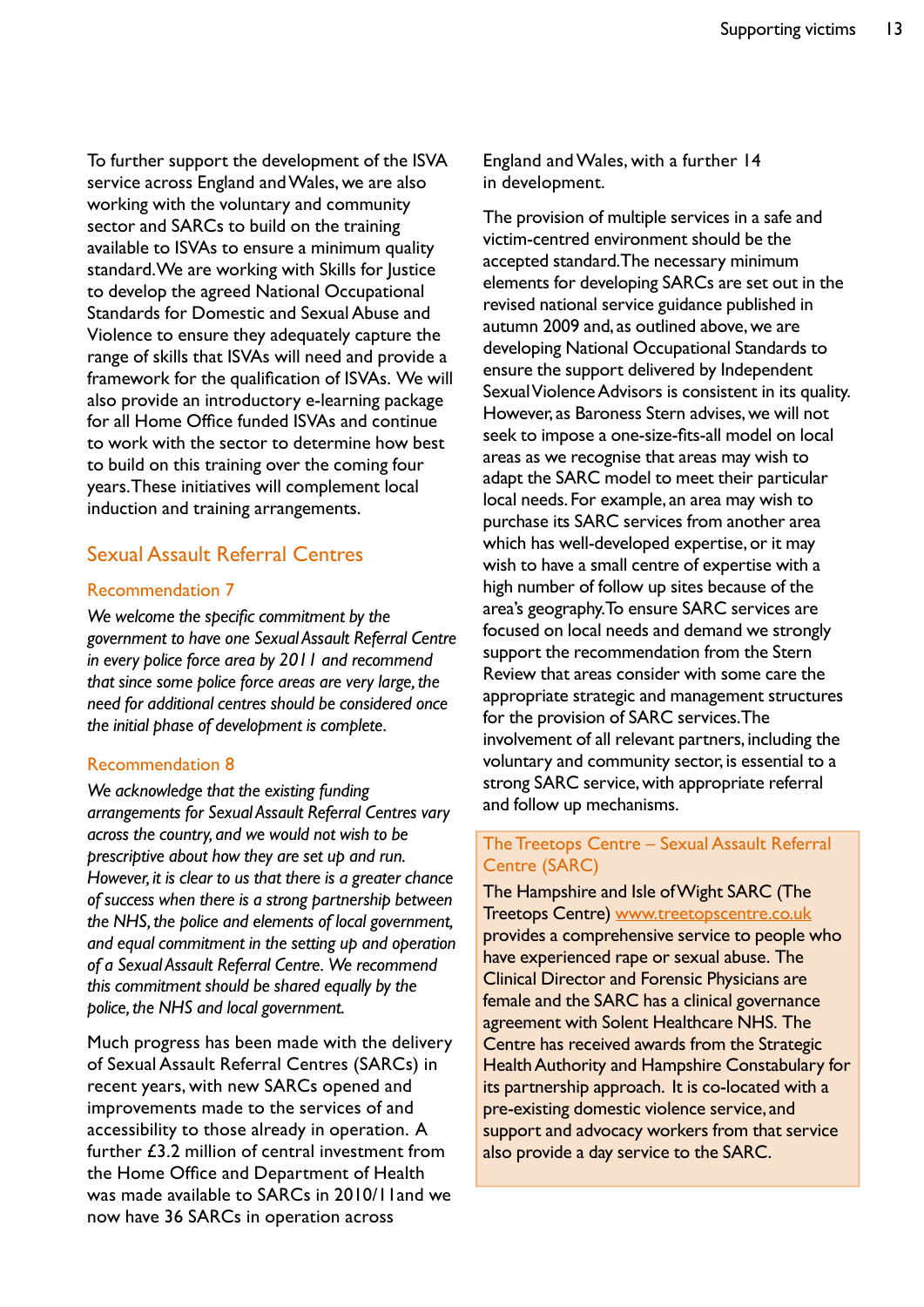To further support the development of the ISVA service across England and Wales, we are also working with the voluntary and community sector and SARCs to build on the training available to ISVAs to ensure a minimum quality standard. We are working with Skills for Justice to develop the agreed National Occupational Standards for Domestic and Sexual Abuse and Violence to ensure they adequately capture the range of skills that ISVAs will need and provide a framework for the qualification of ISVAs. We will also provide an introductory e-learning package for all Home Office funded ISVAs and continue to work with the sector to determine how best to build on this training over the coming four years. These initiatives will complement local induction and training arrangements.

## Sexual Assault Referral Centres

### Recommendation 7

*We welcome the specific commitment by the government to have one Sexual Assault Referral Centre in every police force area by 2011 and recommend that since some police force areas are very large, the need for additional centres should be considered once the initial phase of development is complete.*

### Recommendation 8

*We acknowledge that the existing funding arrangements for Sexual Assault Referral Centres vary across the country, and we would not wish to be prescriptive about how they are set up and run. However, it is clear to us that there is a greater chance of success when there is a strong partnership between the NHS, the police and elements of local government, and equal commitment in the setting up and operation of a Sexual Assault Referral Centre. We recommend this commitment should be shared equally by the police, the NHS and local government.*

Much progress has been made with the delivery of Sexual Assault Referral Centres (SARCs) in recent years, with new SARCs opened and improvements made to the services of and accessibility to those already in operation. A further £3.2 million of central investment from the Home Office and Department of Health was made available to SARCs in 2010/11and we now have 36 SARCs in operation across England and Wales, with a further 14 in development.

The provision of multiple services in a safe and victim-centred environment should be the accepted standard. The necessary minimum elements for developing SARCs are set out in the revised national service guidance published in autumn 2009 and, as outlined above, we are developing National Occupational Standards to ensure the support delivered by Independent Sexual Violence Advisors is consistent in its quality. However, as Baroness Stern advises, we will not seek to impose a one-size-fits-all model on local areas as we recognise that areas may wish to adapt the SARC model to meet their particular local needs. For example, an area may wish to purchase its SARC services from another area which has well-developed expertise, or it may wish to have a small centre of expertise with a high number of follow up sites because of the area's geography. To ensure SARC services are focused on local needs and demand we strongly support the recommendation from the Stern Review that areas consider with some care the appropriate strategic and management structures for the provision of SARC services. The involvement of all relevant partners, including the voluntary and community sector, is essential to a strong SARC service, with appropriate referral and follow up mechanisms.

### The Treetops Centre – Sexual Assault Referral Centre (SARC)

The Hampshire and Isle of Wight SARC (The Treetops Centre) www.treetopscentre.co.uk provides a comprehensive service to people who have experienced rape or sexual abuse. The Clinical Director and Forensic Physicians are female and the SARC has a clinical governance agreement with Solent Healthcare NHS. The Centre has received awards from the Strategic Health Authority and Hampshire Constabulary for its partnership approach. It is co-located with a pre-existing domestic violence service, and support and advocacy workers from that service also provide a day service to the SARC.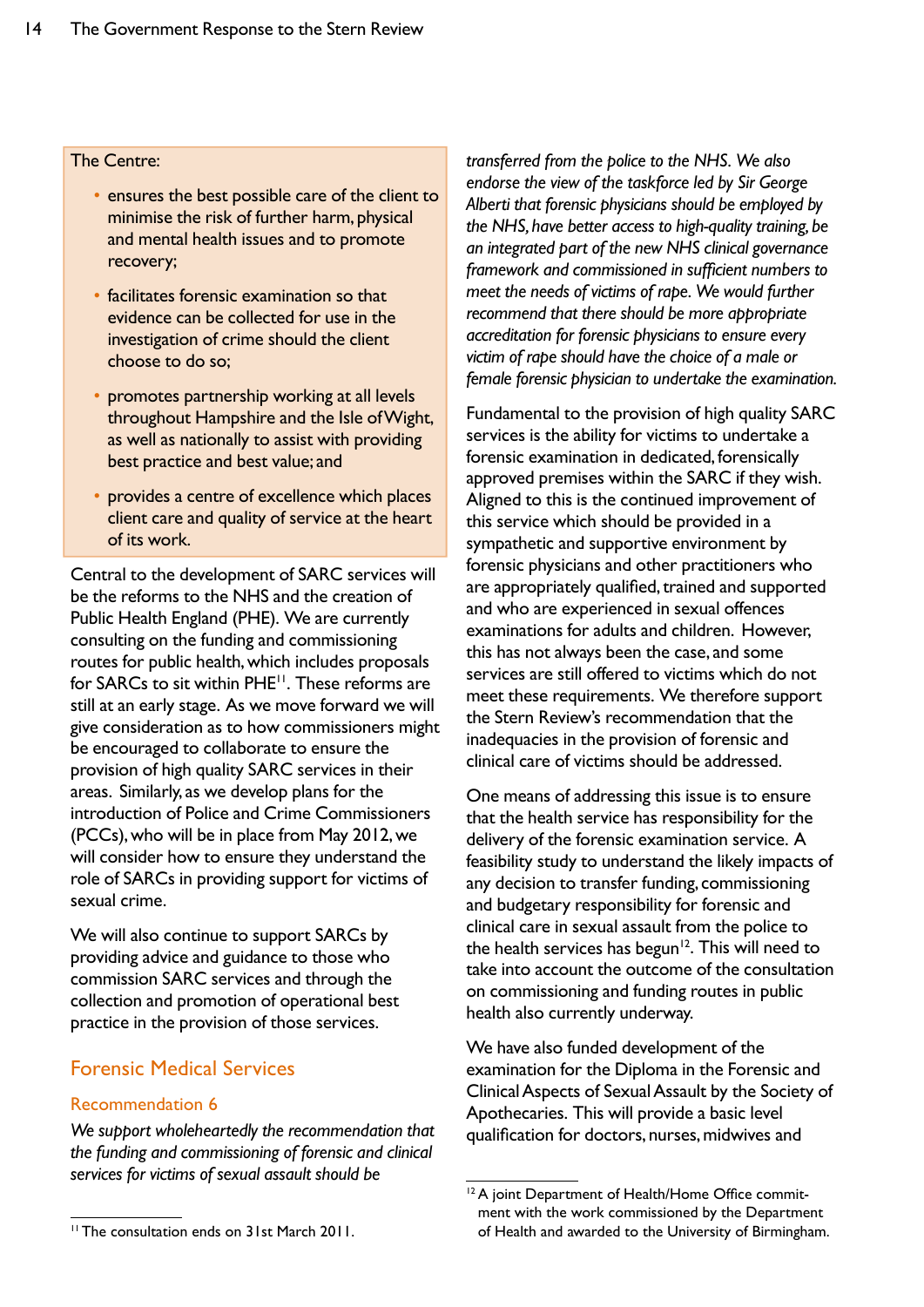The Centre:

- ensures the best possible care of the client to minimise the risk of further harm, physical and mental health issues and to promote recovery;
- facilitates forensic examination so that evidence can be collected for use in the investigation of crime should the client choose to do so;
- promotes partnership working at all levels throughout Hampshire and the Isle of Wight, as well as nationally to assist with providing best practice and best value; and
- provides a centre of excellence which places client care and quality of service at the heart of its work.

Central to the development of SARC services will be the reforms to the NHS and the creation of Public Health England (PHE). We are currently consulting on the funding and commissioning routes for public health, which includes proposals for SARCs to sit within PHE[11]. These reforms are still at an early stage. As we move forward we will give consideration as to how commissioners might be encouraged to collaborate to ensure the provision of high quality SARC services in their areas. Similarly, as we develop plans for the introduction of Police and Crime Commissioners (PCCs), who will be in place from May 2012, we will consider how to ensure they understand the role of SARCs in providing support for victims of sexual crime.

We will also continue to support SARCs by providing advice and guidance to those who commission SARC services and through the collection and promotion of operational best practice in the provision of those services.

## Forensic Medical Services

### Recommendation 6

*We support wholeheartedly the recommendation that the funding and commissioning of forensic and clinical services for victims of sexual assault should be transferred from the police to the NHS. We also endorse the view of the taskforce led by Sir George Alberti that forensic physicians should be employed by the NHS, have better access to high-quality training, be an integrated part of the new NHS clinical governance framework and commissioned in sufficient numbers to meet the needs of victims of rape. We would further recommend that there should be more appropriate accreditation for forensic physicians to ensure every victim of rape should have the choice of a male or female forensic physician to undertake the examination.*

Fundamental to the provision of high quality SARC services is the ability for victims to undertake a forensic examination in dedicated, forensically approved premises within the SARC if they wish. Aligned to this is the continued improvement of this service which should be provided in a sympathetic and supportive environment by forensic physicians and other practitioners who are appropriately qualified, trained and supported and who are experienced in sexual offences examinations for adults and children. However, this has not always been the case, and some services are still offered to victims which do not meet these requirements. We therefore support the Stern Review's recommendation that the inadequacies in the provision of forensic and clinical care of victims should be addressed.

One means of addressing this issue is to ensure that the health service has responsibility for the delivery of the forensic examination service. A feasibility study to understand the likely impacts of any decision to transfer funding, commissioning and budgetary responsibility for forensic and clinical care in sexual assault from the police to the health services has begun[12]. This will need to take into account the outcome of the consultation on commissioning and funding routes in public health also currently underway.

We have also funded development of the examination for the Diploma in the Forensic and Clinical Aspects of Sexual Assault by the Society of Apothecaries. This will provide a basic level qualification for doctors, nurses, midwives and

[11] The consultation ends on 31st March 2011.

[12] A joint Department of Health/Home Office commitment with the work commissioned by the Department of Health and awarded to the University of Birmingham.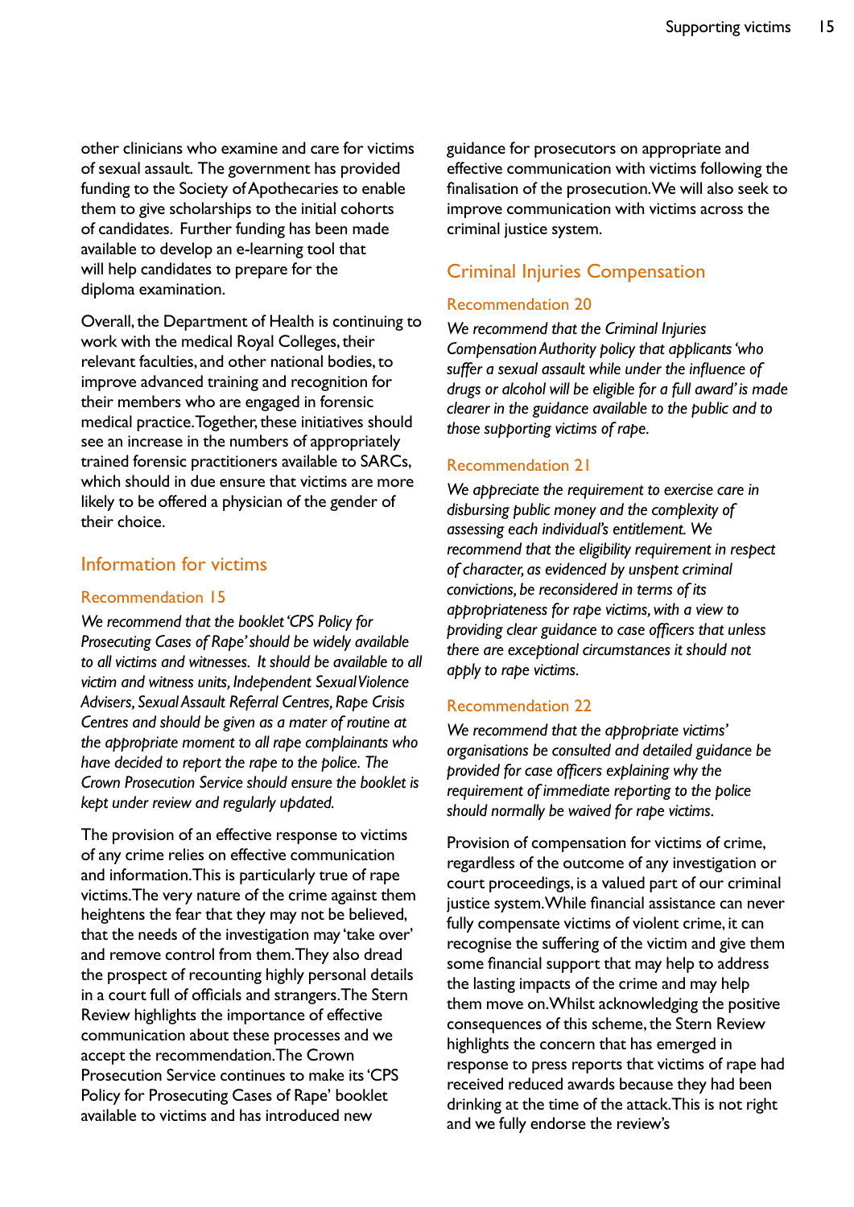other clinicians who examine and care for victims of sexual assault. The government has provided funding to the Society of Apothecaries to enable them to give scholarships to the initial cohorts of candidates. Further funding has been made available to develop an e-learning tool that will help candidates to prepare for the diploma examination.

Overall, the Department of Health is continuing to work with the medical Royal Colleges, their relevant faculties, and other national bodies, to improve advanced training and recognition for their members who are engaged in forensic medical practice. Together, these initiatives should see an increase in the numbers of appropriately trained forensic practitioners available to SARCs, which should in due ensure that victims are more likely to be offered a physician of the gender of their choice.

## Information for victims

### Recommendation 15

*We recommend that the booklet 'CPS Policy for Prosecuting Cases of Rape' should be widely available to all victims and witnesses. It should be available to all victim and witness units, Independent Sexual Violence Advisers, Sexual Assault Referral Centres, Rape Crisis Centres and should be given as a mater of routine at the appropriate moment to all rape complainants who have decided to report the rape to the police. The Crown Prosecution Service should ensure the booklet is kept under review and regularly updated.*

The provision of an effective response to victims of any crime relies on effective communication and information. This is particularly true of rape victims. The very nature of the crime against them heightens the fear that they may not be believed, that the needs of the investigation may 'take over' and remove control from them. They also dread the prospect of recounting highly personal details in a court full of officials and strangers. The Stern Review highlights the importance of effective communication about these processes and we accept the recommendation. The Crown Prosecution Service continues to make its 'CPS Policy for Prosecuting Cases of Rape' booklet available to victims and has introduced new guidance for prosecutors on appropriate and effective communication with victims following the finalisation of the prosecution. We will also seek to improve communication with victims across the criminal justice system.

## Criminal Injuries Compensation

### Recommendation 20

*We recommend that the Criminal Injuries Compensation Authority policy that applicants 'who suffer a sexual assault while under the influence of drugs or alcohol will be eligible for a full award' is made clearer in the guidance available to the public and to those supporting victims of rape.*

### Recommendation 21

*We appreciate the requirement to exercise care in disbursing public money and the complexity of assessing each individual's entitlement. We recommend that the eligibility requirement in respect of character, as evidenced by unspent criminal convictions, be reconsidered in terms of its appropriateness for rape victims, with a view to providing clear guidance to case officers that unless there are exceptional circumstances it should not apply to rape victims.*

### Recommendation 22

*We recommend that the appropriate victims' organisations be consulted and detailed guidance be provided for case officers explaining why the requirement of immediate reporting to the police should normally be waived for rape victims.*

Provision of compensation for victims of crime, regardless of the outcome of any investigation or court proceedings, is a valued part of our criminal justice system. While financial assistance can never fully compensate victims of violent crime, it can recognise the suffering of the victim and give them some financial support that may help to address the lasting impacts of the crime and may help them move on. Whilst acknowledging the positive consequences of this scheme, the Stern Review highlights the concern that has emerged in response to press reports that victims of rape had received reduced awards because they had been drinking at the time of the attack. This is not right and we fully endorse the review's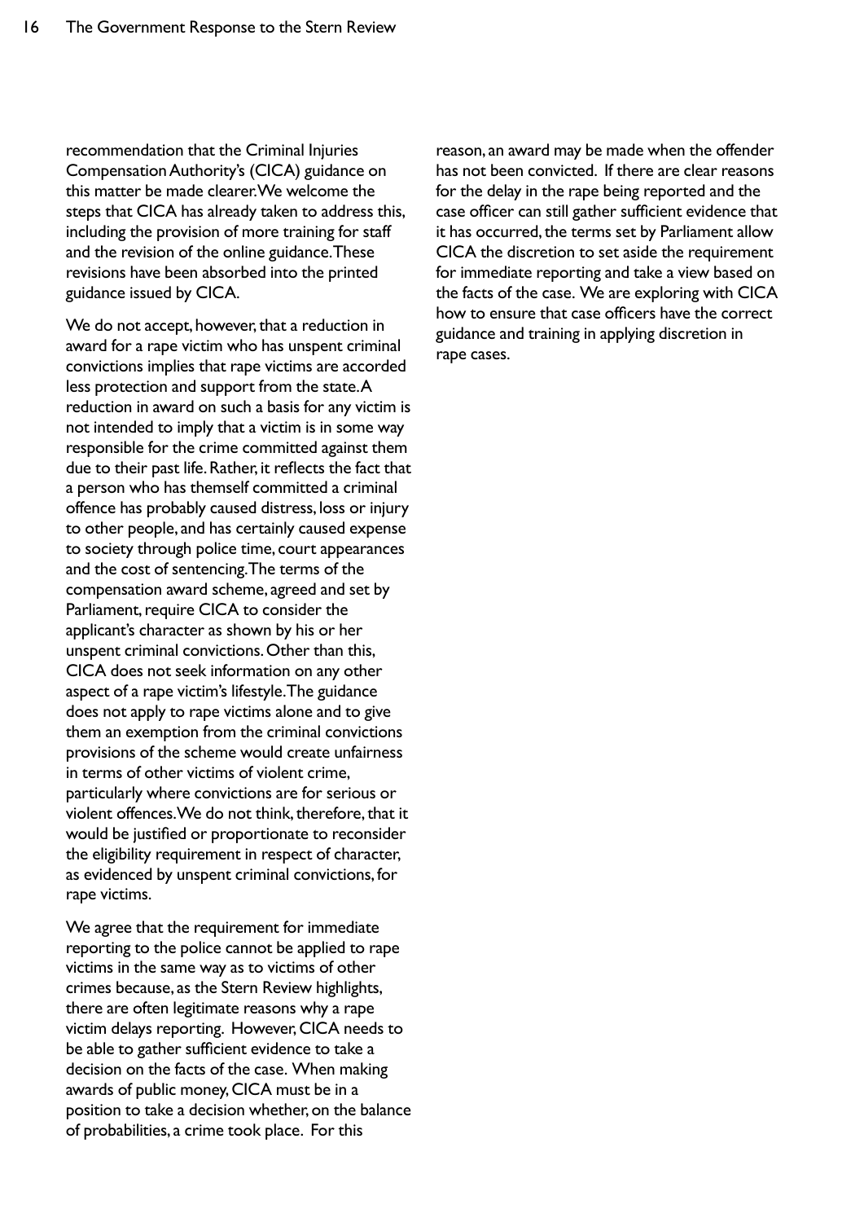recommendation that the Criminal Injuries Compensation Authority's (CICA) guidance on this matter be made clearer. We welcome the steps that CICA has already taken to address this, including the provision of more training for staff and the revision of the online guidance. These revisions have been absorbed into the printed guidance issued by CICA.

We do not accept, however, that a reduction in award for a rape victim who has unspent criminal convictions implies that rape victims are accorded less protection and support from the state. A reduction in award on such a basis for any victim is not intended to imply that a victim is in some way responsible for the crime committed against them due to their past life. Rather, it reflects the fact that a person who has themself committed a criminal offence has probably caused distress, loss or injury to other people, and has certainly caused expense to society through police time, court appearances and the cost of sentencing. The terms of the compensation award scheme, agreed and set by Parliament, require CICA to consider the applicant's character as shown by his or her unspent criminal convictions. Other than this, CICA does not seek information on any other aspect of a rape victim's lifestyle. The guidance does not apply to rape victims alone and to give them an exemption from the criminal convictions provisions of the scheme would create unfairness in terms of other victims of violent crime, particularly where convictions are for serious or violent offences. We do not think, therefore, that it would be justified or proportionate to reconsider the eligibility requirement in respect of character, as evidenced by unspent criminal convictions, for rape victims.

We agree that the requirement for immediate reporting to the police cannot be applied to rape victims in the same way as to victims of other crimes because, as the Stern Review highlights, there are often legitimate reasons why a rape victim delays reporting. However, CICA needs to be able to gather sufficient evidence to take a decision on the facts of the case. When making awards of public money, CICA must be in a position to take a decision whether, on the balance of probabilities, a crime took place. For this reason, an award may be made when the offender has not been convicted. If there are clear reasons for the delay in the rape being reported and the case officer can still gather sufficient evidence that it has occurred, the terms set by Parliament allow CICA the discretion to set aside the requirement for immediate reporting and take a view based on the facts of the case. We are exploring with CICA how to ensure that case officers have the correct guidance and training in applying discretion in rape cases.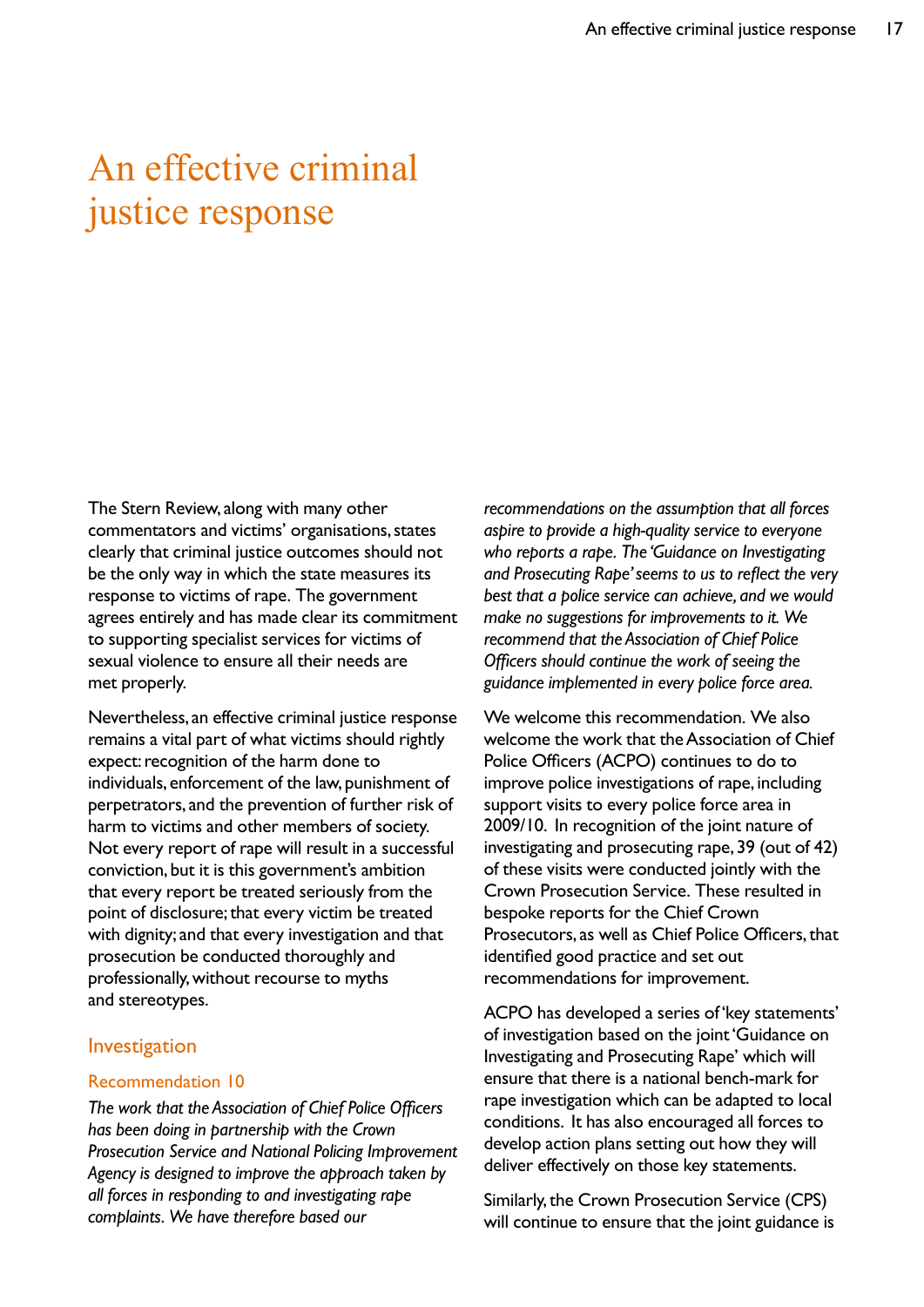# An effective criminal justice response

The Stern Review, along with many other commentators and victims' organisations, states clearly that criminal justice outcomes should not be the only way in which the state measures its response to victims of rape. The government agrees entirely and has made clear its commitment to supporting specialist services for victims of sexual violence to ensure all their needs are met properly.

Nevertheless, an effective criminal justice response remains a vital part of what victims should rightly expect: recognition of the harm done to individuals, enforcement of the law, punishment of perpetrators, and the prevention of further risk of harm to victims and other members of society. Not every report of rape will result in a successful conviction, but it is this government's ambition that every report be treated seriously from the point of disclosure; that every victim be treated with dignity; and that every investigation and that prosecution be conducted thoroughly and professionally, without recourse to myths and stereotypes.

## Investigation

### Recommendation 10

*The work that the Association of Chief Police Officers has been doing in partnership with the Crown Prosecution Service and National Policing Improvement Agency is designed to improve the approach taken by all forces in responding to and investigating rape complaints. We have therefore based our recommendations on the assumption that all forces aspire to provide a high-quality service to everyone who reports a rape. The 'Guidance on Investigating and Prosecuting Rape' seems to us to reflect the very best that a police service can achieve, and we would make no suggestions for improvements to it. We recommend that the Association of Chief Police Officers should continue the work of seeing the guidance implemented in every police force area.*

We welcome this recommendation. We also welcome the work that the Association of Chief Police Officers (ACPO) continues to do to improve police investigations of rape, including support visits to every police force area in 2009/10. In recognition of the joint nature of investigating and prosecuting rape, 39 (out of 42) of these visits were conducted jointly with the Crown Prosecution Service. These resulted in bespoke reports for the Chief Crown Prosecutors, as well as Chief Police Officers, that identified good practice and set out recommendations for improvement.

ACPO has developed a series of 'key statements' of investigation based on the joint 'Guidance on Investigating and Prosecuting Rape' which will ensure that there is a national bench-mark for rape investigation which can be adapted to local conditions. It has also encouraged all forces to develop action plans setting out how they will deliver effectively on those key statements.

Similarly, the Crown Prosecution Service (CPS) will continue to ensure that the joint guidance is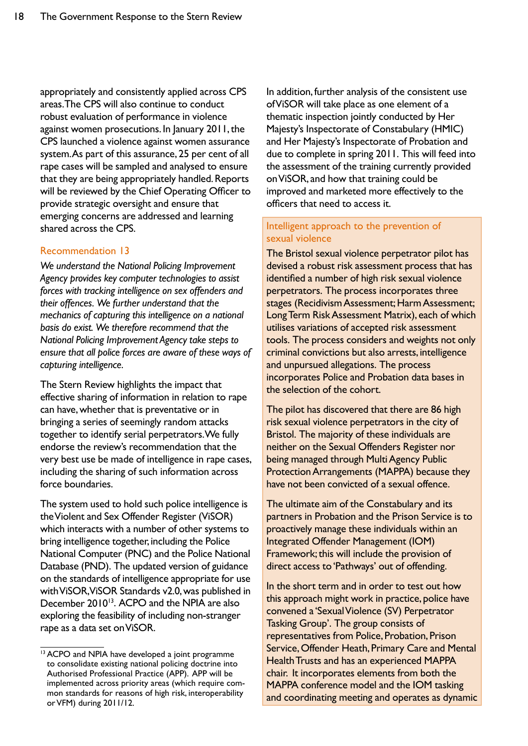appropriately and consistently applied across CPS areas. The CPS will also continue to conduct robust evaluation of performance in violence against women prosecutions. In January 2011, the CPS launched a violence against women assurance system. As part of this assurance, 25 per cent of all rape cases will be sampled and analysed to ensure that they are being appropriately handled. Reports will be reviewed by the Chief Operating Officer to provide strategic oversight and ensure that emerging concerns are addressed and learning shared across the CPS.

### Recommendation 13

*We understand the National Policing Improvement Agency provides key computer technologies to assist forces with tracking intelligence on sex offenders and their offences. We further understand that the mechanics of capturing this intelligence on a national basis do exist. We therefore recommend that the National Policing Improvement Agency take steps to ensure that all police forces are aware of these ways of capturing intelligence.*

The Stern Review highlights the impact that effective sharing of information in relation to rape can have, whether that is preventative or in bringing a series of seemingly random attacks together to identify serial perpetrators. We fully endorse the review's recommendation that the very best use be made of intelligence in rape cases, including the sharing of such information across force boundaries.

The system used to hold such police intelligence is the Violent and Sex Offender Register (ViSOR) which interacts with a number of other systems to bring intelligence together, including the Police National Computer (PNC) and the Police National Database (PND). The updated version of guidance on the standards of intelligence appropriate for use with ViSOR, ViSOR Standards v2.0, was published in December 2010[13]. ACPO and the NPIA are also exploring the feasibility of including non-stranger rape as a data set on ViSOR.

In addition, further analysis of the consistent use of ViSOR will take place as one element of a thematic inspection jointly conducted by Her Majesty's Inspectorate of Constabulary (HMIC) and Her Majesty's Inspectorate of Probation and due to complete in spring 2011. This will feed into the assessment of the training currently provided on ViSOR, and how that training could be improved and marketed more effectively to the officers that need to access it.

#### Intelligent approach to the prevention of sexual violence

The Bristol sexual violence perpetrator pilot has devised a robust risk assessment process that has identified a number of high risk sexual violence perpetrators. The process incorporates three stages (Recidivism Assessment; Harm Assessment; Long Term Risk Assessment Matrix), each of which utilises variations of accepted risk assessment tools. The process considers and weights not only criminal convictions but also arrests, intelligence and unpursued allegations. The process incorporates Police and Probation data bases in the selection of the cohort.

The pilot has discovered that there are 86 high risk sexual violence perpetrators in the city of Bristol. The majority of these individuals are neither on the Sexual Offenders Register nor being managed through Multi Agency Public Protection Arrangements (MAPPA) because they have not been convicted of a sexual offence.

The ultimate aim of the Constabulary and its partners in Probation and the Prison Service is to proactively manage these individuals within an Integrated Offender Management (IOM) Framework; this will include the provision of direct access to 'Pathways' out of offending.

In the short term and in order to test out how this approach might work in practice, police have convened a 'Sexual Violence (SV) Perpetrator Tasking Group'. The group consists of representatives from Police, Probation, Prison Service, Offender Heath, Primary Care and Mental Health Trusts and has an experienced MAPPA chair. It incorporates elements from both the MAPPA conference model and the IOM tasking and coordinating meeting and operates as dynamic

---

[13] ACPO and NPIA have developed a joint programme to consolidate existing national policing doctrine into Authorised Professional Practice (APP). APP will be implemented across priority areas (which require common standards for reasons of high risk, interoperability or VFM) during 2011/12.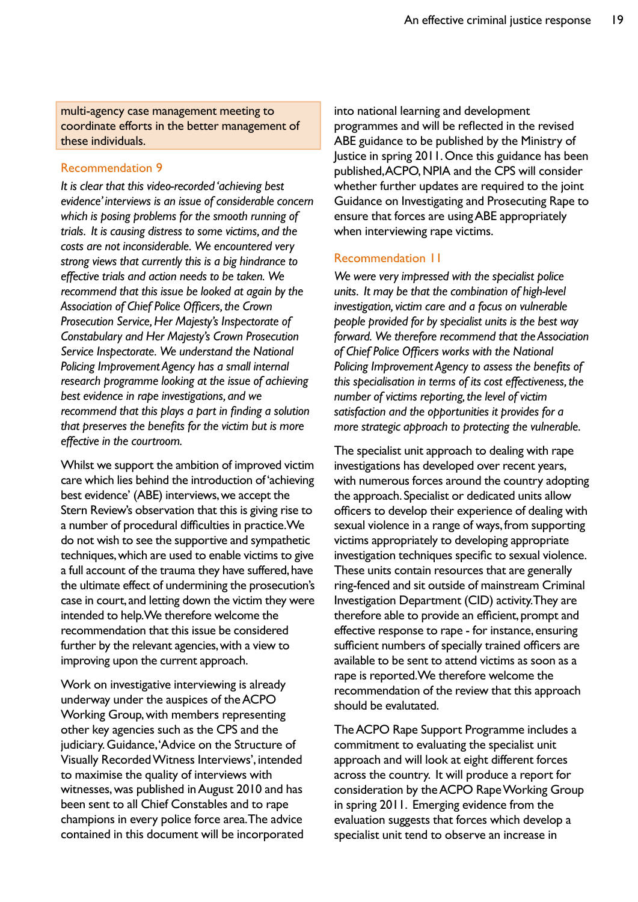multi-agency case management meeting to coordinate efforts in the better management of these individuals.

### Recommendation 9

*It is clear that this video-recorded 'achieving best evidence' interviews is an issue of considerable concern which is posing problems for the smooth running of trials. It is causing distress to some victims, and the costs are not inconsiderable. We encountered very strong views that currently this is a big hindrance to effective trials and action needs to be taken. We recommend that this issue be looked at again by the Association of Chief Police Officers, the Crown Prosecution Service, Her Majesty's Inspectorate of Constabulary and Her Majesty's Crown Prosecution Service Inspectorate. We understand the National Policing Improvement Agency has a small internal research programme looking at the issue of achieving best evidence in rape investigations, and we recommend that this plays a part in finding a solution that preserves the benefits for the victim but is more effective in the courtroom.*

Whilst we support the ambition of improved victim care which lies behind the introduction of 'achieving best evidence' (ABE) interviews, we accept the Stern Review's observation that this is giving rise to a number of procedural difficulties in practice. We do not wish to see the supportive and sympathetic techniques, which are used to enable victims to give a full account of the trauma they have suffered, have the ultimate effect of undermining the prosecution's case in court, and letting down the victim they were intended to help. We therefore welcome the recommendation that this issue be considered further by the relevant agencies, with a view to improving upon the current approach.

Work on investigative interviewing is already underway under the auspices of the ACPO Working Group, with members representing other key agencies such as the CPS and the judiciary. Guidance, 'Advice on the Structure of Visually Recorded Witness Interviews', intended to maximise the quality of interviews with witnesses, was published in August 2010 and has been sent to all Chief Constables and to rape champions in every police force area. The advice contained in this document will be incorporated into national learning and development programmes and will be reflected in the revised ABE guidance to be published by the Ministry of Justice in spring 2011. Once this guidance has been published, ACPO, NPIA and the CPS will consider whether further updates are required to the joint Guidance on Investigating and Prosecuting Rape to ensure that forces are using ABE appropriately when interviewing rape victims.

### Recommendation 11

*We were very impressed with the specialist police units. It may be that the combination of high-level investigation, victim care and a focus on vulnerable people provided for by specialist units is the best way forward. We therefore recommend that the Association of Chief Police Officers works with the National Policing Improvement Agency to assess the benefits of this specialisation in terms of its cost effectiveness, the number of victims reporting, the level of victim satisfaction and the opportunities it provides for a more strategic approach to protecting the vulnerable.*

The specialist unit approach to dealing with rape investigations has developed over recent years, with numerous forces around the country adopting the approach. Specialist or dedicated units allow officers to develop their experience of dealing with sexual violence in a range of ways, from supporting victims appropriately to developing appropriate investigation techniques specific to sexual violence. These units contain resources that are generally ring-fenced and sit outside of mainstream Criminal Investigation Department (CID) activity. They are therefore able to provide an efficient, prompt and effective response to rape - for instance, ensuring sufficient numbers of specially trained officers are available to be sent to attend victims as soon as a rape is reported. We therefore welcome the recommendation of the review that this approach should be evalutated.

The ACPO Rape Support Programme includes a commitment to evaluating the specialist unit approach and will look at eight different forces across the country. It will produce a report for consideration by the ACPO Rape Working Group in spring 2011. Emerging evidence from the evaluation suggests that forces which develop a specialist unit tend to observe an increase in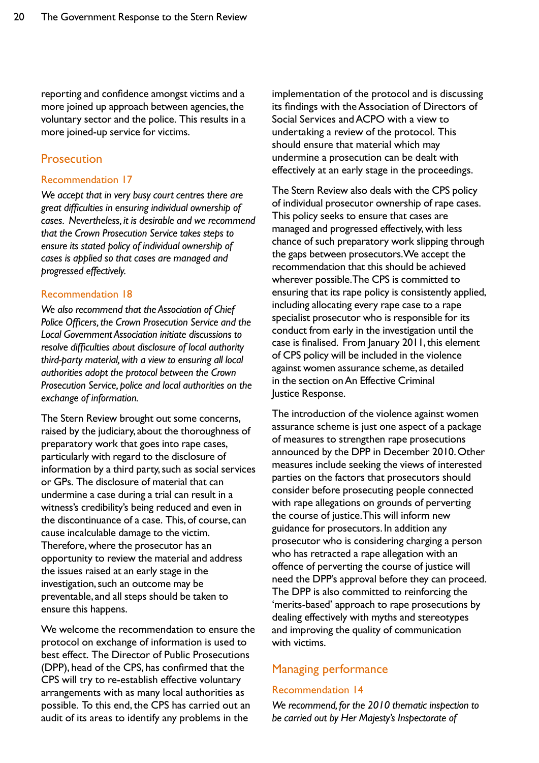reporting and confidence amongst victims and a more joined up approach between agencies, the voluntary sector and the police. This results in a more joined-up service for victims.

## Prosecution

### Recommendation 17

*We accept that in very busy court centres there are great difficulties in ensuring individual ownership of cases. Nevertheless, it is desirable and we recommend that the Crown Prosecution Service takes steps to ensure its stated policy of individual ownership of cases is applied so that cases are managed and progressed effectively.*

### Recommendation 18

*We also recommend that the Association of Chief Police Officers, the Crown Prosecution Service and the Local Government Association initiate discussions to resolve difficulties about disclosure of local authority third-party material, with a view to ensuring all local authorities adopt the protocol between the Crown Prosecution Service, police and local authorities on the exchange of information.*

The Stern Review brought out some concerns, raised by the judiciary, about the thoroughness of preparatory work that goes into rape cases, particularly with regard to the disclosure of information by a third party, such as social services or GPs. The disclosure of material that can undermine a case during a trial can result in a witness's credibility's being reduced and even in the discontinuance of a case. This, of course, can cause incalculable damage to the victim. Therefore, where the prosecutor has an opportunity to review the material and address the issues raised at an early stage in the investigation, such an outcome may be preventable, and all steps should be taken to ensure this happens.

We welcome the recommendation to ensure the protocol on exchange of information is used to best effect. The Director of Public Prosecutions (DPP), head of the CPS, has confirmed that the CPS will try to re-establish effective voluntary arrangements with as many local authorities as possible. To this end, the CPS has carried out an audit of its areas to identify any problems in the implementation of the protocol and is discussing its findings with the Association of Directors of Social Services and ACPO with a view to undertaking a review of the protocol. This should ensure that material which may undermine a prosecution can be dealt with effectively at an early stage in the proceedings.

The Stern Review also deals with the CPS policy of individual prosecutor ownership of rape cases. This policy seeks to ensure that cases are managed and progressed effectively, with less chance of such preparatory work slipping through the gaps between prosecutors. We accept the recommendation that this should be achieved wherever possible. The CPS is committed to ensuring that its rape policy is consistently applied, including allocating every rape case to a rape specialist prosecutor who is responsible for its conduct from early in the investigation until the case is finalised. From January 2011, this element of CPS policy will be included in the violence against women assurance scheme, as detailed in the section on An Effective Criminal Justice Response.

The introduction of the violence against women assurance scheme is just one aspect of a package of measures to strengthen rape prosecutions announced by the DPP in December 2010. Other measures include seeking the views of interested parties on the factors that prosecutors should consider before prosecuting people connected with rape allegations on grounds of perverting the course of justice. This will inform new guidance for prosecutors. In addition any prosecutor who is considering charging a person who has retracted a rape allegation with an offence of perverting the course of justice will need the DPP's approval before they can proceed. The DPP is also committed to reinforcing the 'merits-based' approach to rape prosecutions by dealing effectively with myths and stereotypes and improving the quality of communication with victims.

## Managing performance

### Recommendation 14

*We recommend, for the 2010 thematic inspection to be carried out by Her Majesty's Inspectorate of*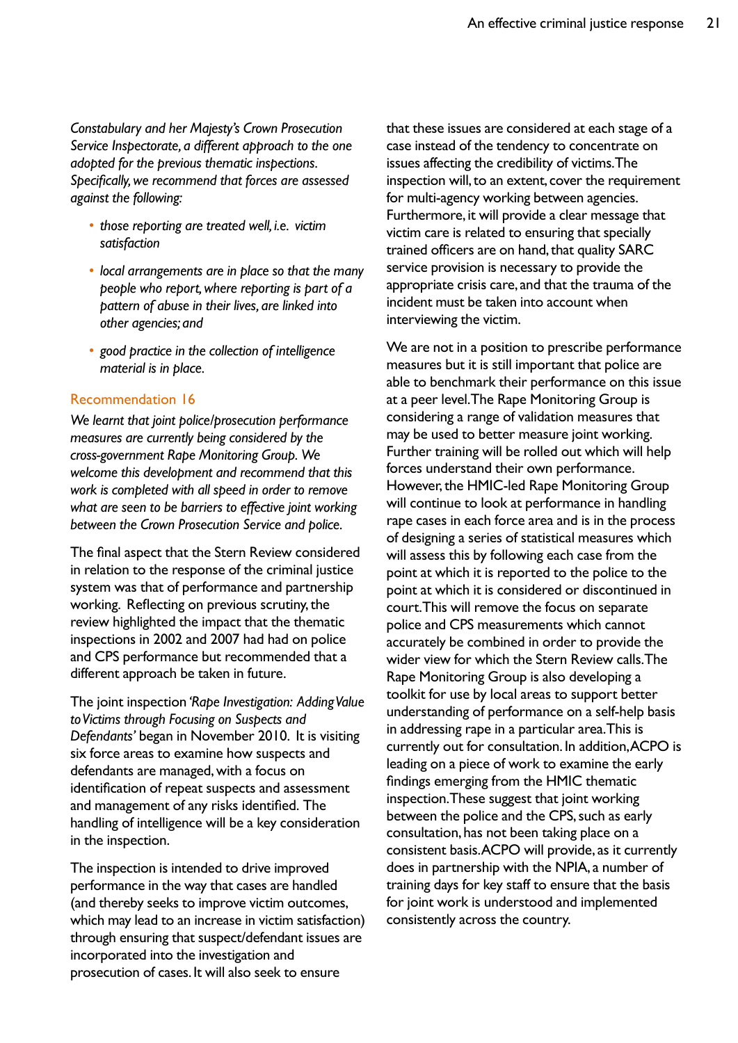*Constabulary and her Majesty's Crown Prosecution Service Inspectorate, a different approach to the one adopted for the previous thematic inspections. Specifically, we recommend that forces are assessed against the following:*

- *those reporting are treated well, i.e. victim satisfaction*
- *local arrangements are in place so that the many people who report, where reporting is part of a pattern of abuse in their lives, are linked into other agencies; and*
- *good practice in the collection of intelligence material is in place.*

### Recommendation 16

*We learnt that joint police/prosecution performance measures are currently being considered by the cross-government Rape Monitoring Group. We welcome this development and recommend that this work is completed with all speed in order to remove what are seen to be barriers to effective joint working between the Crown Prosecution Service and police.*

The final aspect that the Stern Review considered in relation to the response of the criminal justice system was that of performance and partnership working. Reflecting on previous scrutiny, the review highlighted the impact that the thematic inspections in 2002 and 2007 had had on police and CPS performance but recommended that a different approach be taken in future.

The joint inspection *'Rape Investigation: Adding Value to Victims through Focusing on Suspects and Defendants'* began in November 2010. It is visiting six force areas to examine how suspects and defendants are managed, with a focus on identification of repeat suspects and assessment and management of any risks identified. The handling of intelligence will be a key consideration in the inspection.

The inspection is intended to drive improved performance in the way that cases are handled (and thereby seeks to improve victim outcomes, which may lead to an increase in victim satisfaction) through ensuring that suspect/defendant issues are incorporated into the investigation and prosecution of cases. It will also seek to ensure that these issues are considered at each stage of a case instead of the tendency to concentrate on issues affecting the credibility of victims. The inspection will, to an extent, cover the requirement for multi-agency working between agencies. Furthermore, it will provide a clear message that victim care is related to ensuring that specially trained officers are on hand, that quality SARC service provision is necessary to provide the appropriate crisis care, and that the trauma of the incident must be taken into account when interviewing the victim.

We are not in a position to prescribe performance measures but it is still important that police are able to benchmark their performance on this issue at a peer level. The Rape Monitoring Group is considering a range of validation measures that may be used to better measure joint working. Further training will be rolled out which will help forces understand their own performance. However, the HMIC-led Rape Monitoring Group will continue to look at performance in handling rape cases in each force area and is in the process of designing a series of statistical measures which will assess this by following each case from the point at which it is reported to the police to the point at which it is considered or discontinued in court. This will remove the focus on separate police and CPS measurements which cannot accurately be combined in order to provide the wider view for which the Stern Review calls. The Rape Monitoring Group is also developing a toolkit for use by local areas to support better understanding of performance on a self-help basis in addressing rape in a particular area. This is currently out for consultation. In addition, ACPO is leading on a piece of work to examine the early findings emerging from the HMIC thematic inspection. These suggest that joint working between the police and the CPS, such as early consultation, has not been taking place on a consistent basis. ACPO will provide, as it currently does in partnership with the NPIA, a number of training days for key staff to ensure that the basis for joint work is understood and implemented consistently across the country.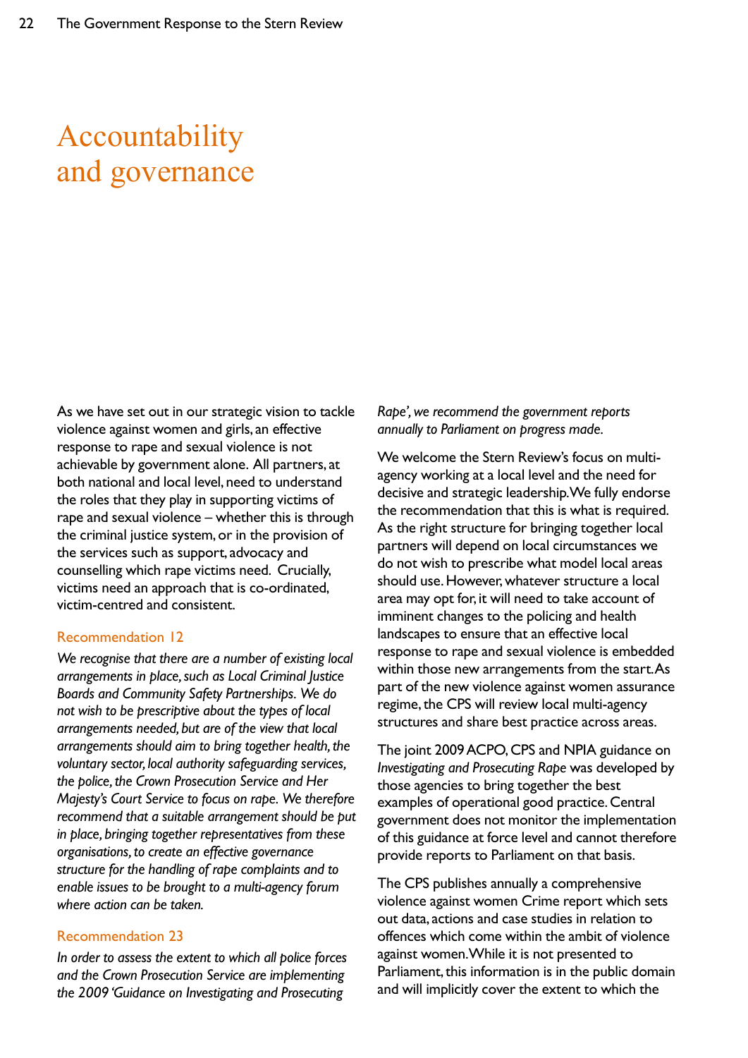# Accountability and governance

As we have set out in our strategic vision to tackle violence against women and girls, an effective response to rape and sexual violence is not achievable by government alone. All partners, at both national and local level, need to understand the roles that they play in supporting victims of rape and sexual violence – whether this is through the criminal justice system, or in the provision of the services such as support, advocacy and counselling which rape victims need. Crucially, victims need an approach that is co-ordinated, victim-centred and consistent.

### Recommendation 12

*We recognise that there are a number of existing local arrangements in place, such as Local Criminal Justice Boards and Community Safety Partnerships. We do not wish to be prescriptive about the types of local arrangements needed, but are of the view that local arrangements should aim to bring together health, the voluntary sector, local authority safeguarding services, the police, the Crown Prosecution Service and Her Majesty's Court Service to focus on rape. We therefore recommend that a suitable arrangement should be put in place, bringing together representatives from these organisations, to create an effective governance structure for the handling of rape complaints and to enable issues to be brought to a multi-agency forum where action can be taken.*

### Recommendation 23

*In order to assess the extent to which all police forces and the Crown Prosecution Service are implementing the 2009 'Guidance on Investigating and Prosecuting Rape', we recommend the government reports annually to Parliament on progress made.*

We welcome the Stern Review's focus on multi-agency working at a local level and the need for decisive and strategic leadership. We fully endorse the recommendation that this is what is required. As the right structure for bringing together local partners will depend on local circumstances we do not wish to prescribe what model local areas should use. However, whatever structure a local area may opt for, it will need to take account of imminent changes to the policing and health landscapes to ensure that an effective local response to rape and sexual violence is embedded within those new arrangements from the start. As part of the new violence against women assurance regime, the CPS will review local multi-agency structures and share best practice across areas.

The joint 2009 ACPO, CPS and NPIA guidance on *Investigating and Prosecuting Rape* was developed by those agencies to bring together the best examples of operational good practice. Central government does not monitor the implementation of this guidance at force level and cannot therefore provide reports to Parliament on that basis.

The CPS publishes annually a comprehensive violence against women Crime report which sets out data, actions and case studies in relation to offences which come within the ambit of violence against women. While it is not presented to Parliament, this information is in the public domain and will implicitly cover the extent to which the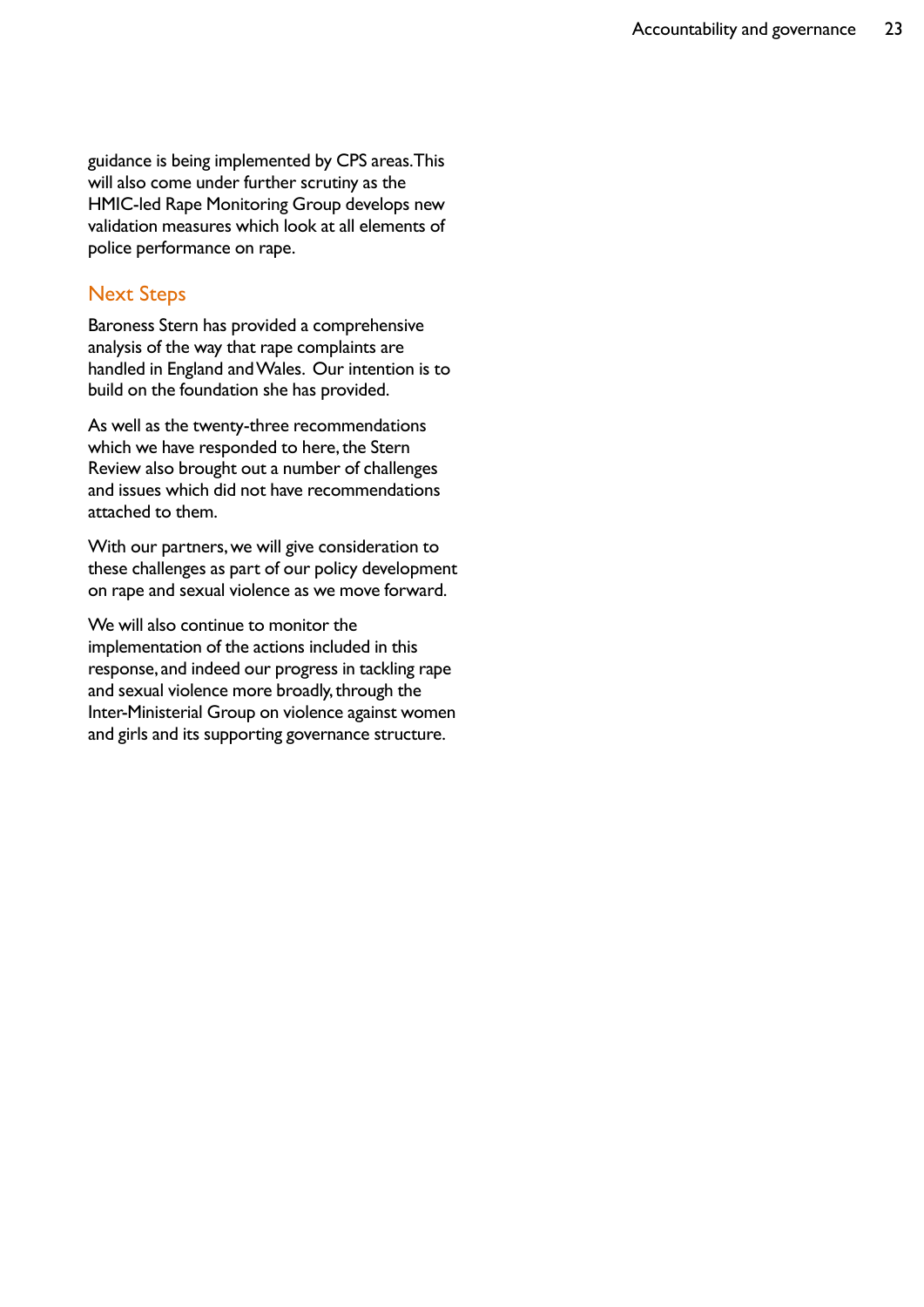guidance is being implemented by CPS areas. This will also come under further scrutiny as the HMIC-led Rape Monitoring Group develops new validation measures which look at all elements of police performance on rape.

## Next Steps

Baroness Stern has provided a comprehensive analysis of the way that rape complaints are handled in England and Wales. Our intention is to build on the foundation she has provided.

As well as the twenty-three recommendations which we have responded to here, the Stern Review also brought out a number of challenges and issues which did not have recommendations attached to them.

With our partners, we will give consideration to these challenges as part of our policy development on rape and sexual violence as we move forward.

We will also continue to monitor the implementation of the actions included in this response, and indeed our progress in tackling rape and sexual violence more broadly, through the Inter-Ministerial Group on violence against women and girls and its supporting governance structure.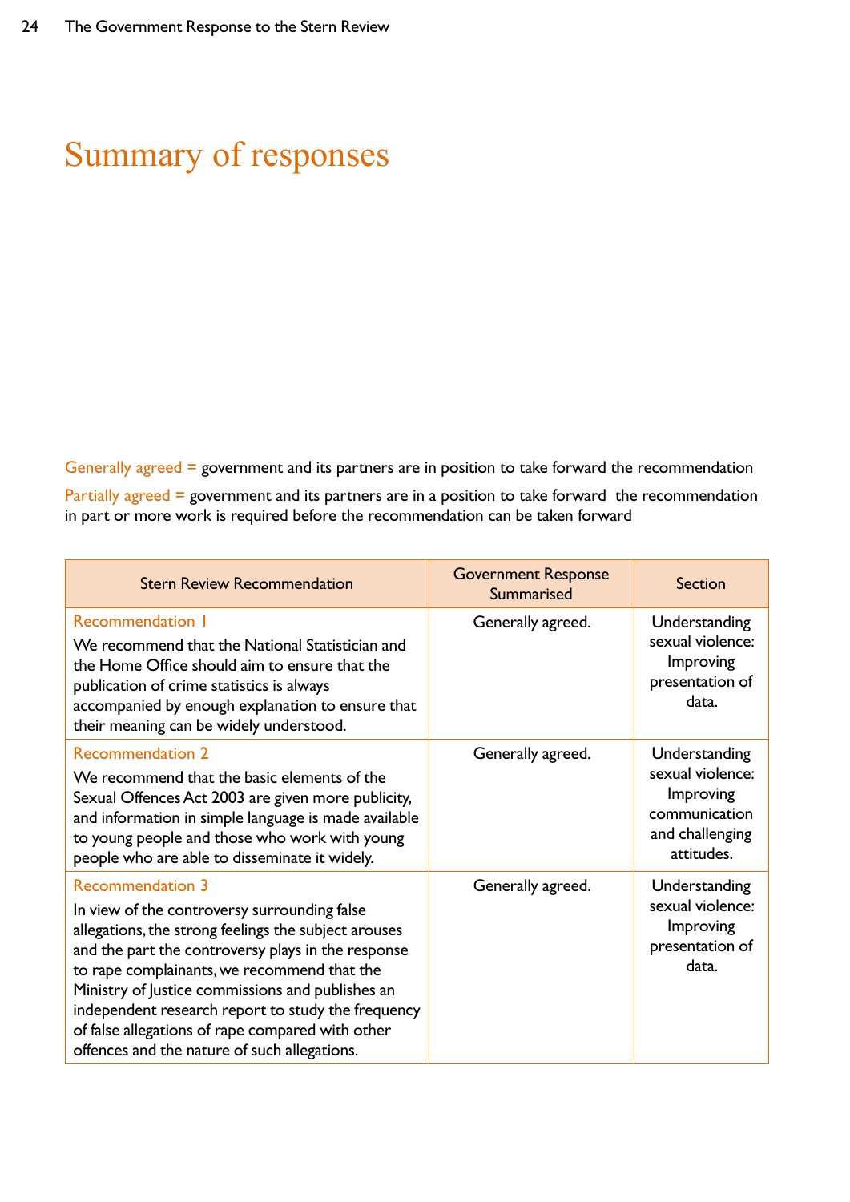# Summary of responses

Generally agreed = government and its partners are in position to take forward the recommendation

Partially agreed = government and its partners are in a position to take forward the recommendation in part or more work is required before the recommendation can be taken forward

| Stern Review Recommendation | Government Response Summarised | Section |
|---|---|---|
| Recommendation 1<br>We recommend that the National Statistician and the Home Office should aim to ensure that the publication of crime statistics is always accompanied by enough explanation to ensure that their meaning can be widely understood. | Generally agreed. | Understanding sexual violence: Improving presentation of data. |
| Recommendation 2<br>We recommend that the basic elements of the Sexual Offences Act 2003 are given more publicity, and information in simple language is made available to young people and those who work with young people who are able to disseminate it widely. | Generally agreed. | Understanding sexual violence: Improving communication and challenging attitudes. |
| Recommendation 3<br>In view of the controversy surrounding false allegations, the strong feelings the subject arouses and the part the controversy plays in the response to rape complainants, we recommend that the Ministry of Justice commissions and publishes an independent research report to study the frequency of false allegations of rape compared with other offences and the nature of such allegations. | Generally agreed. | Understanding sexual violence: Improving presentation of data. |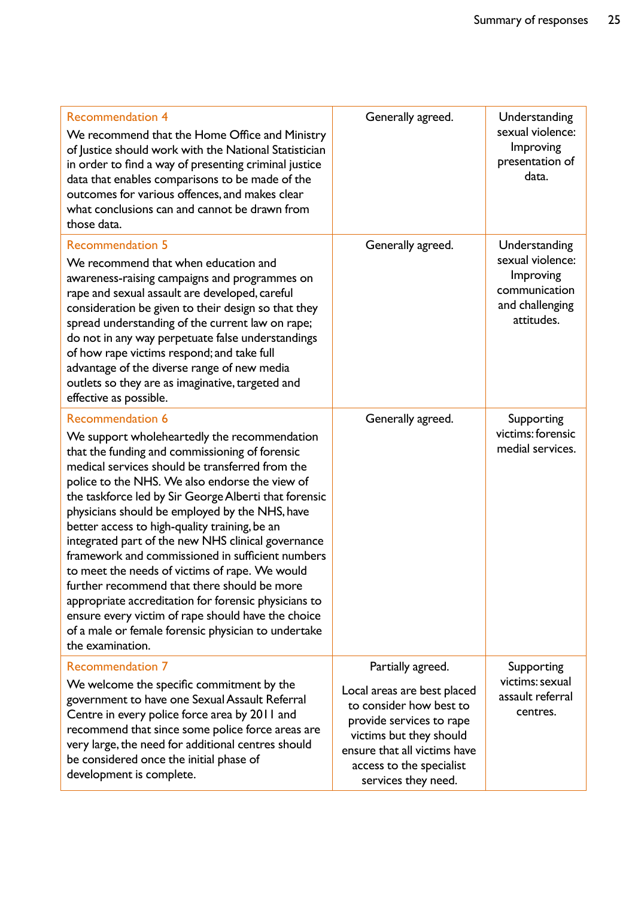| | | |
|---|---|---|
| Recommendation 4<br>We recommend that the Home Office and Ministry of Justice should work with the National Statistician in order to find a way of presenting criminal justice data that enables comparisons to be made of the outcomes for various offences, and makes clear what conclusions can and cannot be drawn from those data. | Generally agreed. | Understanding sexual violence: Improving presentation of data. |
| Recommendation 5<br>We recommend that when education and awareness-raising campaigns and programmes on rape and sexual assault are developed, careful consideration be given to their design so that they spread understanding of the current law on rape; do not in any way perpetuate false understandings of how rape victims respond; and take full advantage of the diverse range of new media outlets so they are as imaginative, targeted and effective as possible. | Generally agreed. | Understanding sexual violence: Improving communication and challenging attitudes. |
| Recommendation 6<br>We support wholeheartedly the recommendation that the funding and commissioning of forensic medical services should be transferred from the police to the NHS. We also endorse the view of the taskforce led by Sir George Alberti that forensic physicians should be employed by the NHS, have better access to high-quality training, be an integrated part of the new NHS clinical governance framework and commissioned in sufficient numbers to meet the needs of victims of rape. We would further recommend that there should be more appropriate accreditation for forensic physicians to ensure every victim of rape should have the choice of a male or female forensic physician to undertake the examination. | Generally agreed. | Supporting victims: forensic medial services. |
| Recommendation 7<br>We welcome the specific commitment by the government to have one Sexual Assault Referral Centre in every police force area by 2011 and recommend that since some police force areas are very large, the need for additional centres should be considered once the initial phase of development is complete. | Partially agreed.<br><br>Local areas are best placed to consider how best to provide services to rape victims but they should ensure that all victims have access to the specialist services they need. | Supporting victims: sexual assault referral centres. |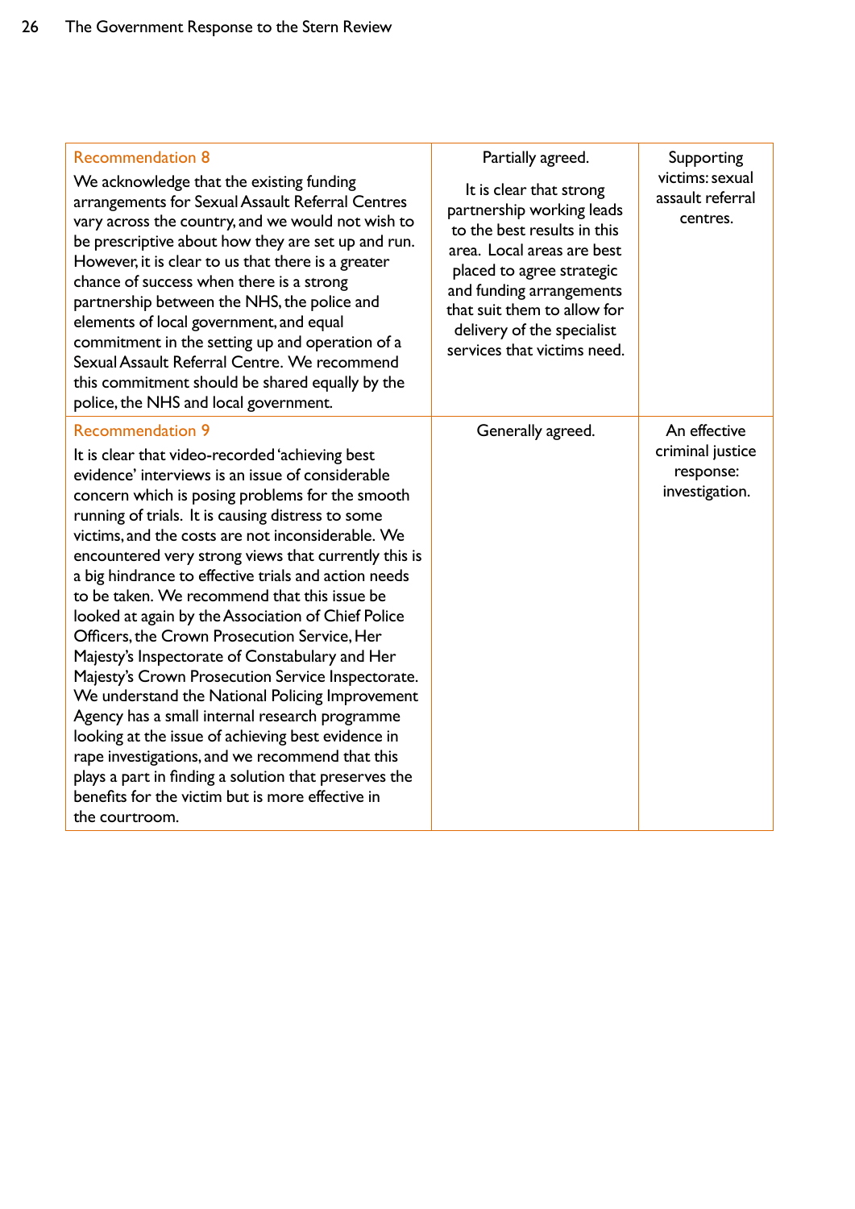| | | |
|---|---|---|
| Recommendation 8<br><br>We acknowledge that the existing funding arrangements for Sexual Assault Referral Centres vary across the country, and we would not wish to be prescriptive about how they are set up and run. However, it is clear to us that there is a greater chance of success when there is a strong partnership between the NHS, the police and elements of local government, and equal commitment in the setting up and operation of a Sexual Assault Referral Centre. We recommend this commitment should be shared equally by the police, the NHS and local government. | Partially agreed.<br><br>It is clear that strong partnership working leads to the best results in this area. Local areas are best placed to agree strategic and funding arrangements that suit them to allow for delivery of the specialist services that victims need. | Supporting victims: sexual assault referral centres. |
| Recommendation 9<br><br>It is clear that video-recorded 'achieving best evidence' interviews is an issue of considerable concern which is posing problems for the smooth running of trials. It is causing distress to some victims, and the costs are not inconsiderable. We encountered very strong views that currently this is a big hindrance to effective trials and action needs to be taken. We recommend that this issue be looked at again by the Association of Chief Police Officers, the Crown Prosecution Service, Her Majesty's Inspectorate of Constabulary and Her Majesty's Crown Prosecution Service Inspectorate. We understand the National Policing Improvement Agency has a small internal research programme looking at the issue of achieving best evidence in rape investigations, and we recommend that this plays a part in finding a solution that preserves the benefits for the victim but is more effective in the courtroom. | Generally agreed. | An effective criminal justice response: investigation. |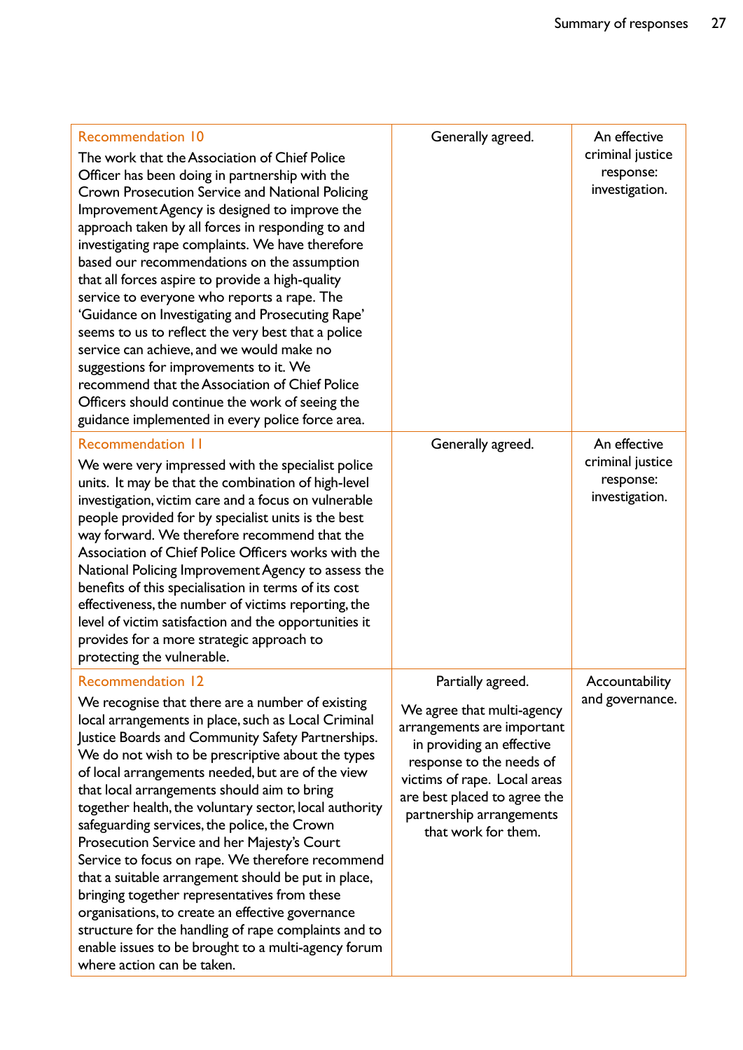| | | |
|---|---|---|
| Recommendation 10<br>The work that the Association of Chief Police Officer has been doing in partnership with the Crown Prosecution Service and National Policing Improvement Agency is designed to improve the approach taken by all forces in responding to and investigating rape complaints. We have therefore based our recommendations on the assumption that all forces aspire to provide a high-quality service to everyone who reports a rape. The 'Guidance on Investigating and Prosecuting Rape' seems to us to reflect the very best that a police service can achieve, and we would make no suggestions for improvements to it. We recommend that the Association of Chief Police Officers should continue the work of seeing the guidance implemented in every police force area. | Generally agreed. | An effective criminal justice response: investigation. |
| Recommendation 11<br>We were very impressed with the specialist police units. It may be that the combination of high-level investigation, victim care and a focus on vulnerable people provided for by specialist units is the best way forward. We therefore recommend that the Association of Chief Police Officers works with the National Policing Improvement Agency to assess the benefits of this specialisation in terms of its cost effectiveness, the number of victims reporting, the level of victim satisfaction and the opportunities it provides for a more strategic approach to protecting the vulnerable. | Generally agreed. | An effective criminal justice response: investigation. |
| Recommendation 12<br>We recognise that there are a number of existing local arrangements in place, such as Local Criminal Justice Boards and Community Safety Partnerships. We do not wish to be prescriptive about the types of local arrangements needed, but are of the view that local arrangements should aim to bring together health, the voluntary sector, local authority safeguarding services, the police, the Crown Prosecution Service and her Majesty's Court Service to focus on rape. We therefore recommend that a suitable arrangement should be put in place, bringing together representatives from these organisations, to create an effective governance structure for the handling of rape complaints and to enable issues to be brought to a multi-agency forum where action can be taken. | Partially agreed.<br>We agree that multi-agency arrangements are important in providing an effective response to the needs of victims of rape. Local areas are best placed to agree the partnership arrangements that work for them. | Accountability and governance. |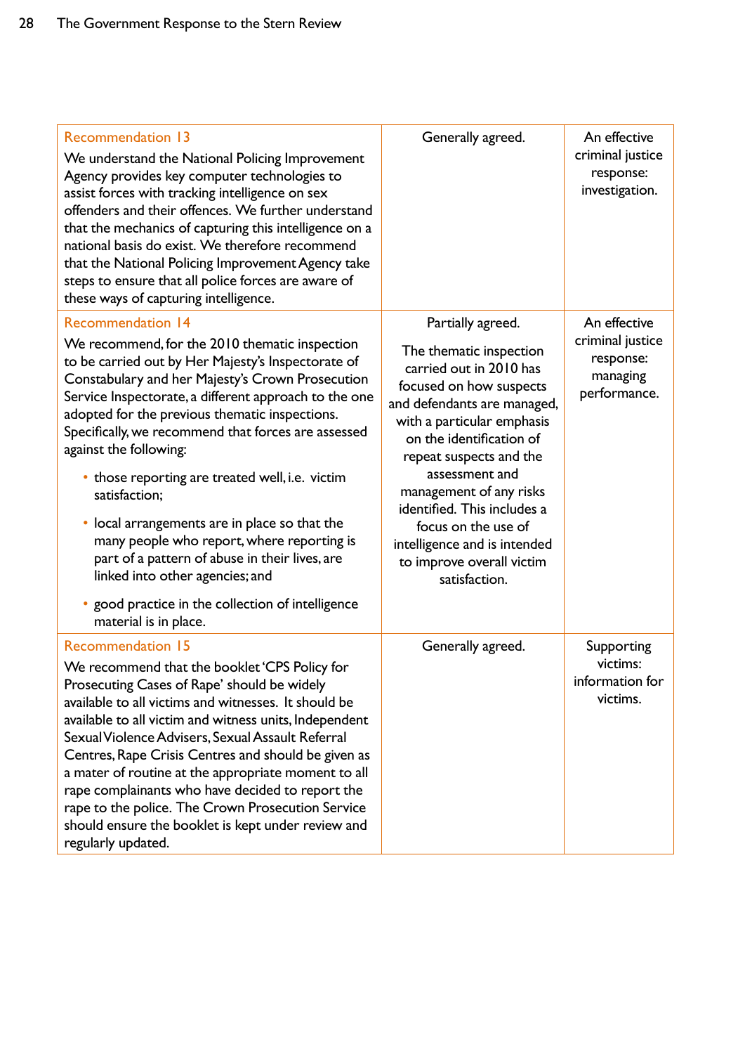| | | |
|---|---|---|
| **Recommendation 13**<br>We understand the National Policing Improvement Agency provides key computer technologies to assist forces with tracking intelligence on sex offenders and their offences. We further understand that the mechanics of capturing this intelligence on a national basis do exist. We therefore recommend that the National Policing Improvement Agency take steps to ensure that all police forces are aware of these ways of capturing intelligence. | Generally agreed. | An effective criminal justice response: investigation. |
| **Recommendation 14**<br>We recommend, for the 2010 thematic inspection to be carried out by Her Majesty's Inspectorate of Constabulary and her Majesty's Crown Prosecution Service Inspectorate, a different approach to the one adopted for the previous thematic inspections. Specifically, we recommend that forces are assessed against the following:<br>• those reporting are treated well, i.e. victim satisfaction;<br>• local arrangements are in place so that the many people who report, where reporting is part of a pattern of abuse in their lives, are linked into other agencies; and<br>• good practice in the collection of intelligence material is in place. | Partially agreed.<br><br>The thematic inspection carried out in 2010 has focused on how suspects and defendants are managed, with a particular emphasis on the identification of repeat suspects and the assessment and management of any risks identified. This includes a focus on the use of intelligence and is intended to improve overall victim satisfaction. | An effective criminal justice response: managing performance. |
| **Recommendation 15**<br>We recommend that the booklet 'CPS Policy for Prosecuting Cases of Rape' should be widely available to all victims and witnesses. It should be available to all victim and witness units, Independent Sexual Violence Advisers, Sexual Assault Referral Centres, Rape Crisis Centres and should be given as a mater of routine at the appropriate moment to all rape complainants who have decided to report the rape to the police. The Crown Prosecution Service should ensure the booklet is kept under review and regularly updated. | Generally agreed. | Supporting victims: information for victims. |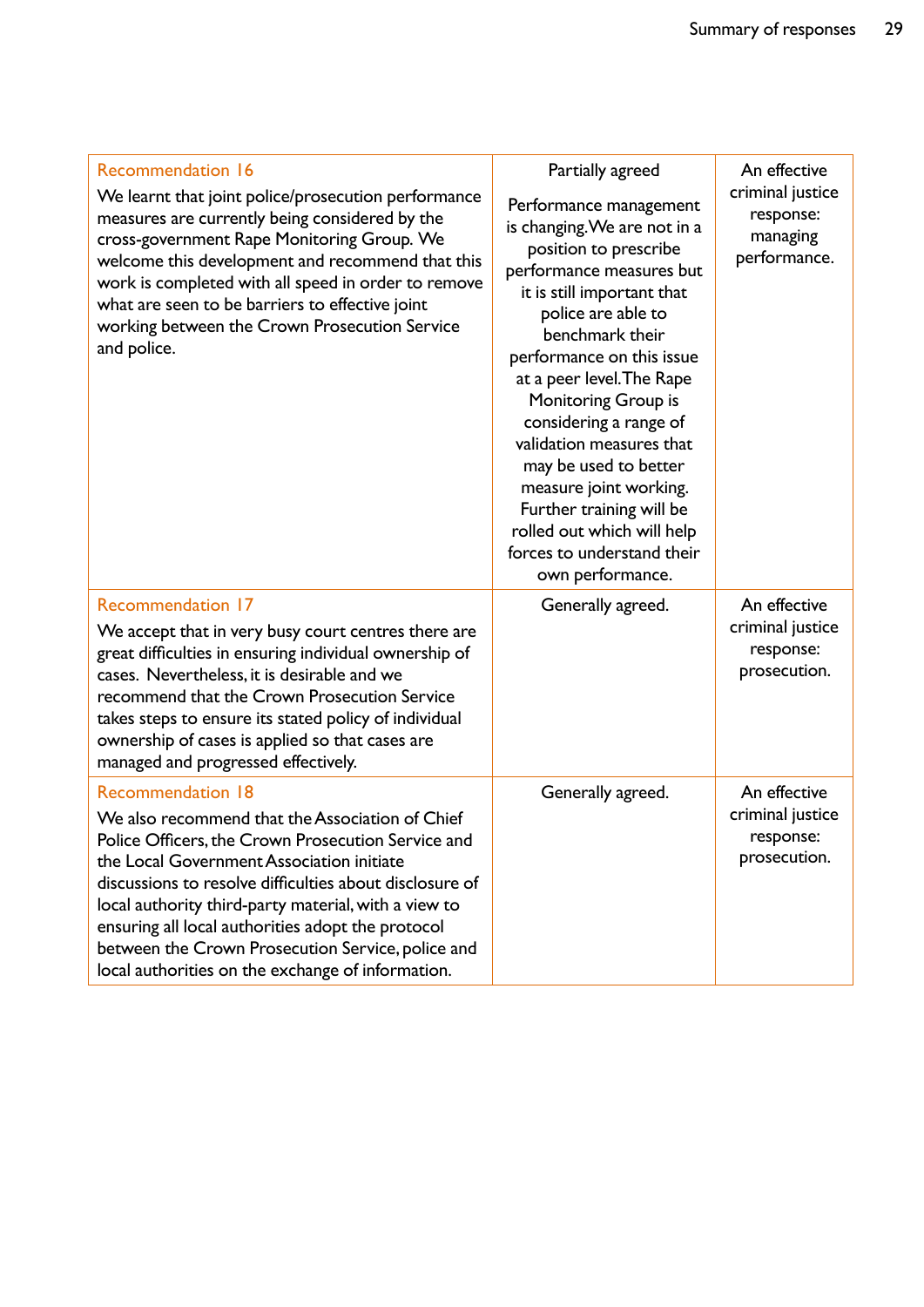| | | |
|---|---|---|
| Recommendation 16<br>We learnt that joint police/prosecution performance measures are currently being considered by the cross-government Rape Monitoring Group. We welcome this development and recommend that this work is completed with all speed in order to remove what are seen to be barriers to effective joint working between the Crown Prosecution Service and police. | Partially agreed<br>Performance management is changing. We are not in a position to prescribe performance measures but it is still important that police are able to benchmark their performance on this issue at a peer level. The Rape Monitoring Group is considering a range of validation measures that may be used to better measure joint working. Further training will be rolled out which will help forces to understand their own performance. | An effective criminal justice response: managing performance. |
| Recommendation 17<br>We accept that in very busy court centres there are great difficulties in ensuring individual ownership of cases. Nevertheless, it is desirable and we recommend that the Crown Prosecution Service takes steps to ensure its stated policy of individual ownership of cases is applied so that cases are managed and progressed effectively. | Generally agreed. | An effective criminal justice response: prosecution. |
| Recommendation 18<br>We also recommend that the Association of Chief Police Officers, the Crown Prosecution Service and the Local Government Association initiate discussions to resolve difficulties about disclosure of local authority third-party material, with a view to ensuring all local authorities adopt the protocol between the Crown Prosecution Service, police and local authorities on the exchange of information. | Generally agreed. | An effective criminal justice response: prosecution. |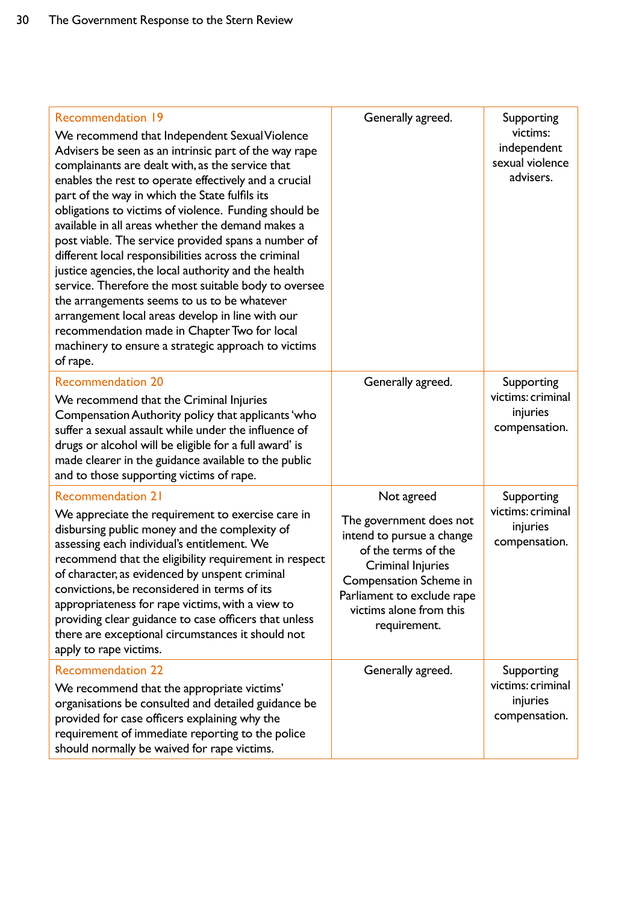| | | |
|---|---|---|
| Recommendation 19<br>We recommend that Independent Sexual Violence Advisers be seen as an intrinsic part of the way rape complainants are dealt with, as the service that enables the rest to operate effectively and a crucial part of the way in which the State fulfils its obligations to victims of violence. Funding should be available in all areas whether the demand makes a post viable. The service provided spans a number of different local responsibilities across the criminal justice agencies, the local authority and the health service. Therefore the most suitable body to oversee the arrangements seems to us to be whatever arrangement local areas develop in line with our recommendation made in Chapter Two for local machinery to ensure a strategic approach to victims of rape. | Generally agreed. | Supporting victims: independent sexual violence advisers. |
| Recommendation 20<br>We recommend that the Criminal Injuries Compensation Authority policy that applicants 'who suffer a sexual assault while under the influence of drugs or alcohol will be eligible for a full award' is made clearer in the guidance available to the public and to those supporting victims of rape. | Generally agreed. | Supporting victims: criminal injuries compensation. |
| Recommendation 21<br>We appreciate the requirement to exercise care in disbursing public money and the complexity of assessing each individual's entitlement. We recommend that the eligibility requirement in respect of character, as evidenced by unspent criminal convictions, be reconsidered in terms of its appropriateness for rape victims, with a view to providing clear guidance to case officers that unless there are exceptional circumstances it should not apply to rape victims. | Not agreed<br>The government does not intend to pursue a change of the terms of the Criminal Injuries Compensation Scheme in Parliament to exclude rape victims alone from this requirement. | Supporting victims: criminal injuries compensation. |
| Recommendation 22<br>We recommend that the appropriate victims' organisations be consulted and detailed guidance be provided for case officers explaining why the requirement of immediate reporting to the police should normally be waived for rape victims. | Generally agreed. | Supporting victims: criminal injuries compensation. |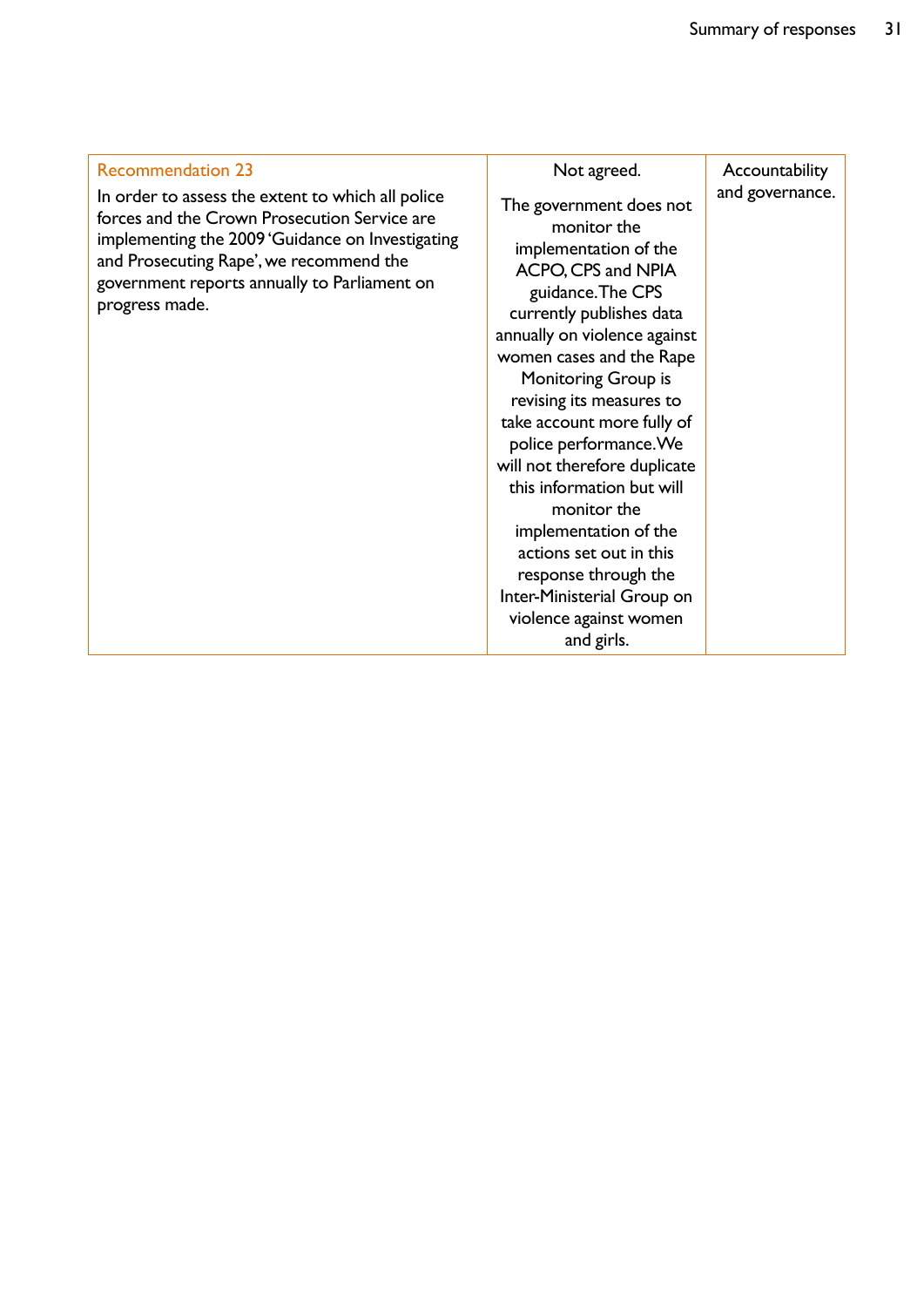| | | |
|---|---|---|
| Recommendation 23<br>In order to assess the extent to which all police forces and the Crown Prosecution Service are implementing the 2009 'Guidance on Investigating and Prosecuting Rape', we recommend the government reports annually to Parliament on progress made. | Not agreed.<br>The government does not monitor the implementation of the ACPO, CPS and NPIA guidance. The CPS currently publishes data annually on violence against women cases and the Rape Monitoring Group is revising its measures to take account more fully of police performance. We will not therefore duplicate this information but will monitor the implementation of the actions set out in this response through the Inter-Ministerial Group on violence against women and girls. | Accountability and governance. |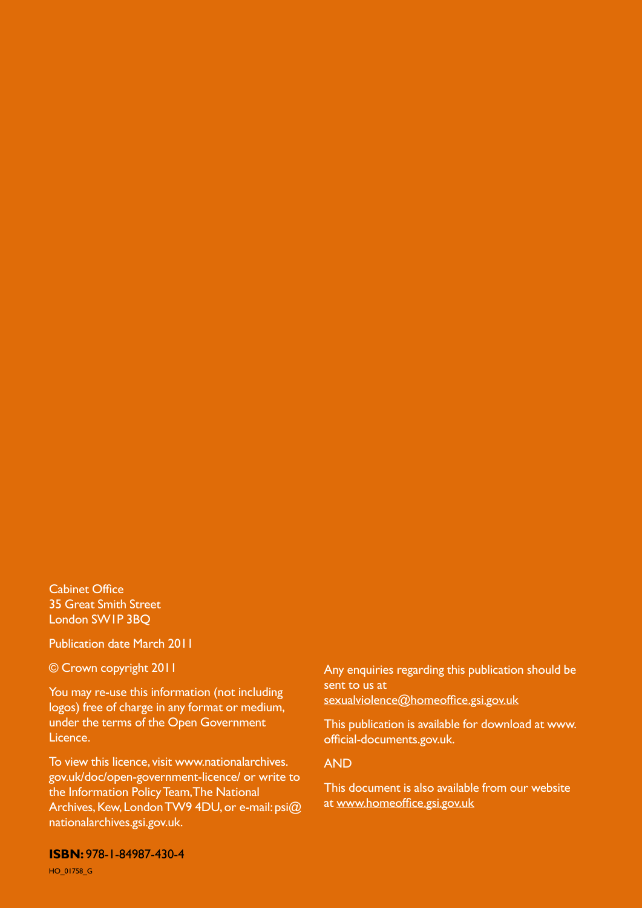Cabinet Office
35 Great Smith Street
London SW1P 3BQ

Publication date March 2011

© Crown copyright 2011

You may re-use this information (not including logos) free of charge in any format or medium, under the terms of the Open Government Licence.

To view this licence, visit www.nationalarchives.gov.uk/doc/open-government-licence/ or write to the Information Policy Team, The National Archives, Kew, London TW9 4DU, or e-mail: psi@nationalarchives.gsi.gov.uk.

Any enquiries regarding this publication should be sent to us at sexualviolence@homeoffice.gsi.gov.uk

This publication is available for download at www.official-documents.gov.uk.

AND

This document is also available from our website at www.homeoffice.gsi.gov.uk

**ISBN:** 978-1-84987-430-4

HO_01758_G